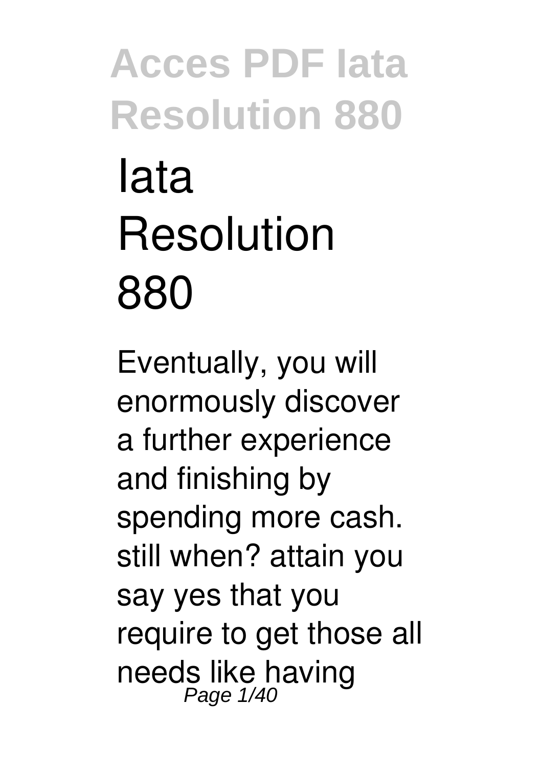# Iata Resolution 880

Eventually, you will enormously discover a further experience and finishing by spending more cash. still when? attain you say yes that you require to get those all needs like having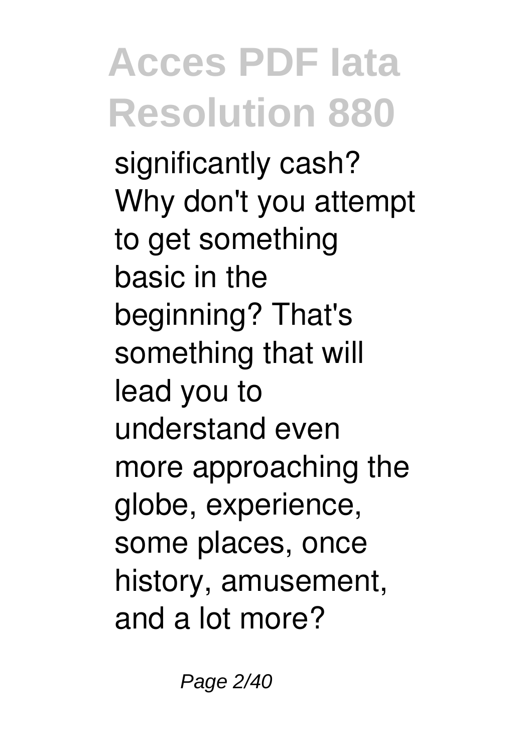significantly cash? Why don't you attempt to get something basic in the beginning? That's something that will lead you to understand even more approaching the globe, experience, some places, once history, amusement, and a lot more?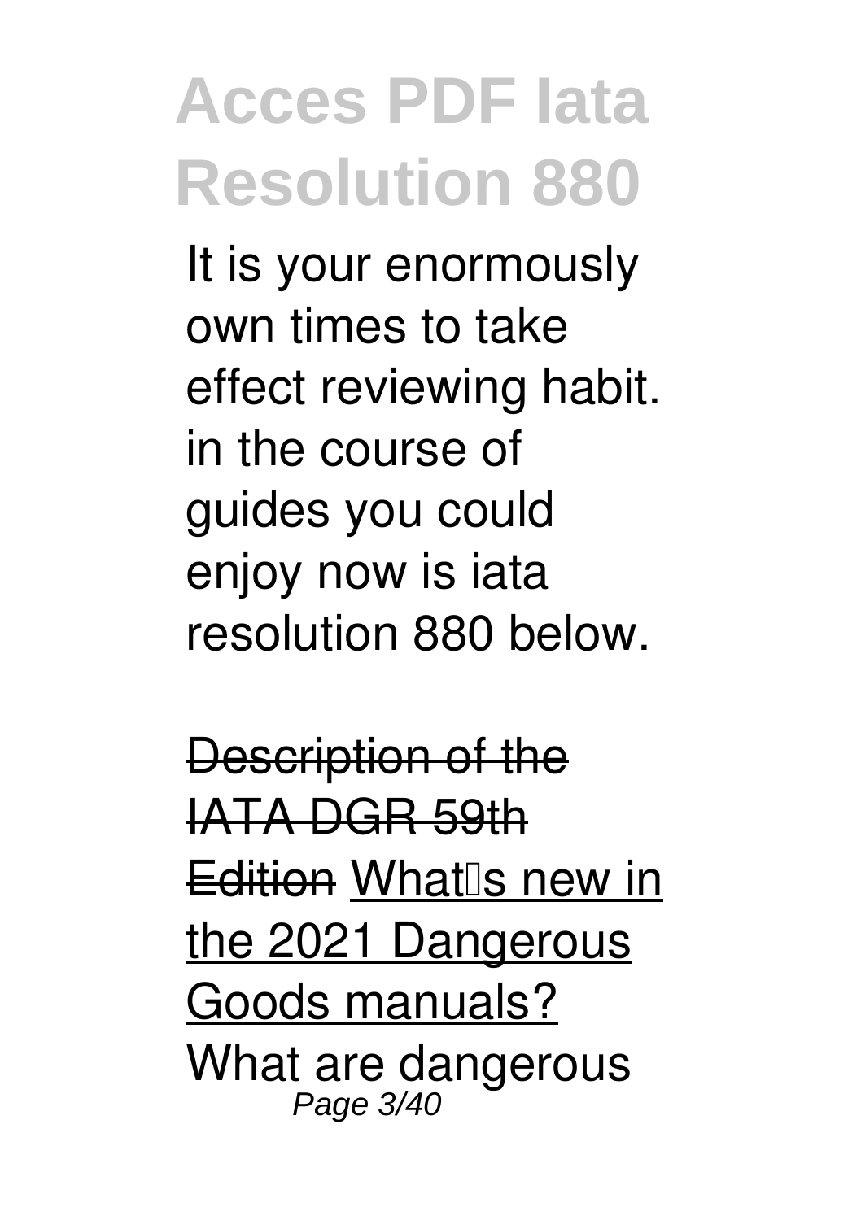It is your enormously own times to take effect reviewing habit. in the course of guides you could enjoy now is iata resolution 880 below.

~~Description of the IATA DGR 59th Edition~~ What's new in the 2021 Dangerous Goods manuals? What are dangerous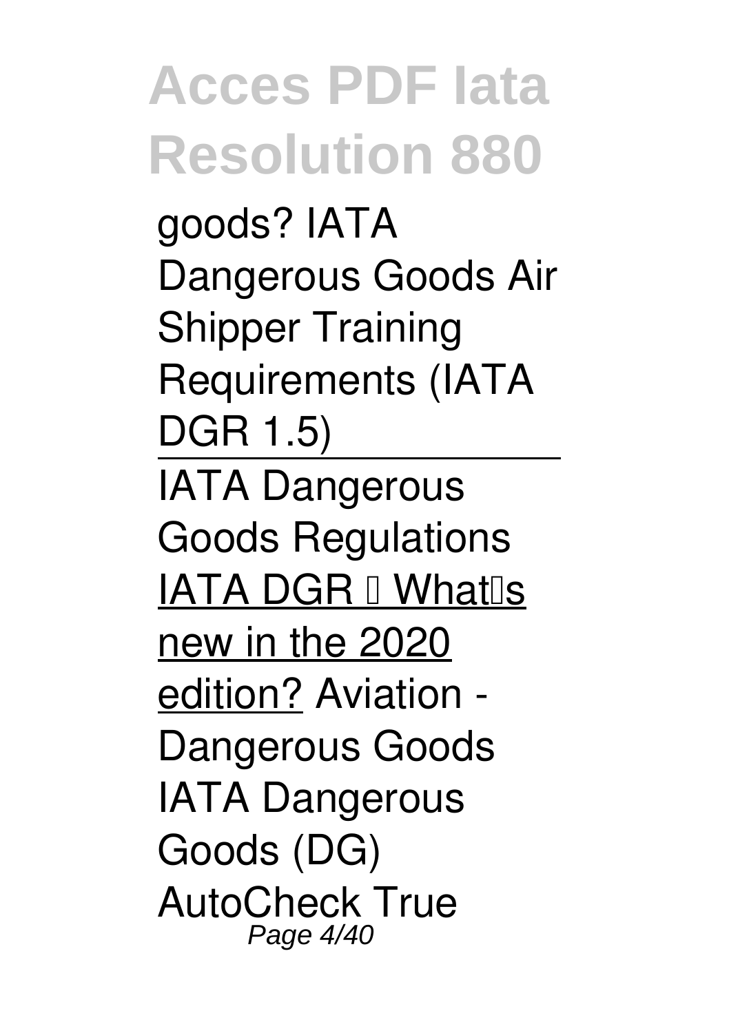goods? IATA Dangerous Goods Air Shipper Training Requirements (IATA DGR 1.5)

---

IATA Dangerous Goods Regulations

IATA DGR – What's new in the 2020 edition? Aviation - Dangerous Goods

IATA Dangerous Goods (DG) AutoCheck True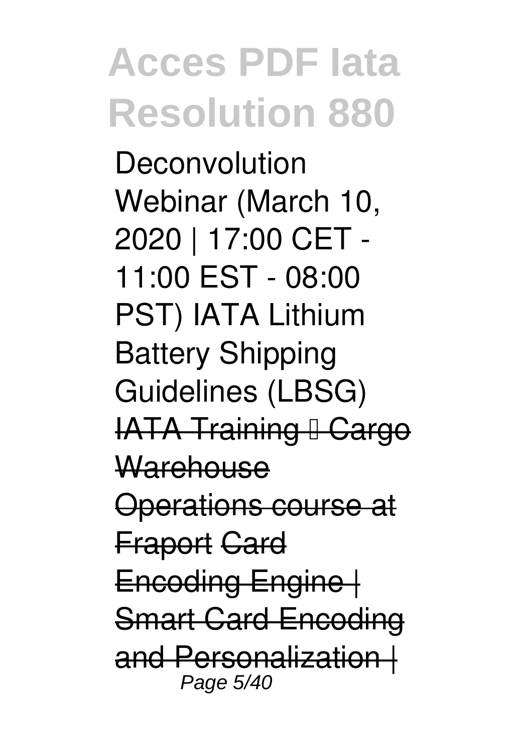Deconvolution Webinar (March 10, 2020 | 17:00 CET - 11:00 EST - 08:00 PST) IATA Lithium Battery Shipping Guidelines (LBSG) ~~IATA Training – Cargo Warehouse Operations course at Fraport~~ ~~Card Encoding Engine | Smart Card Encoding and Personalization |~~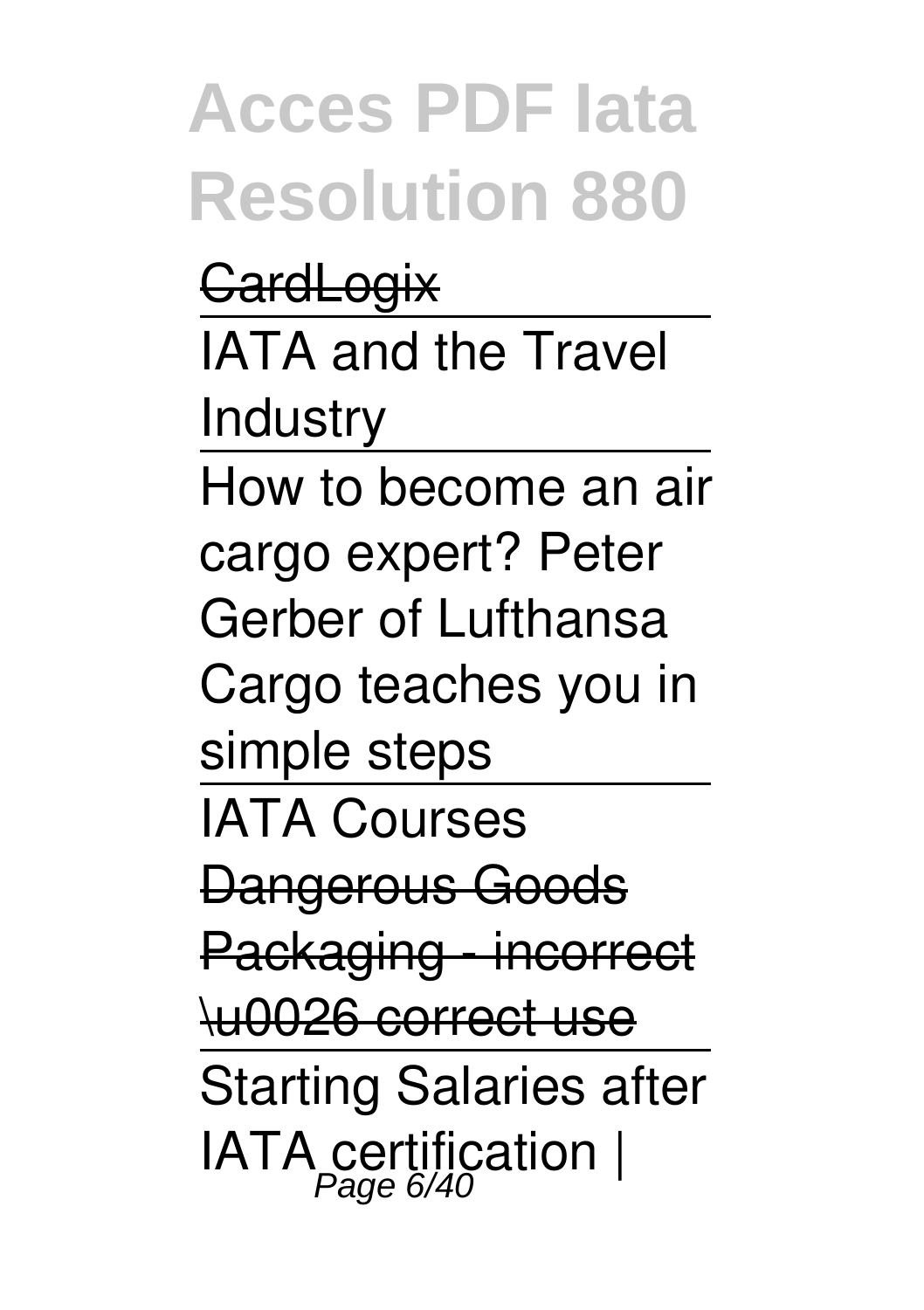~~CardLogix~~

IATA and the Travel Industry

How to become an air cargo expert? Peter Gerber of Lufthansa Cargo teaches you in simple steps

IATA Courses

~~Dangerous Goods Packaging - incorrect \u0026 correct use~~

Starting Salaries after IATA certification |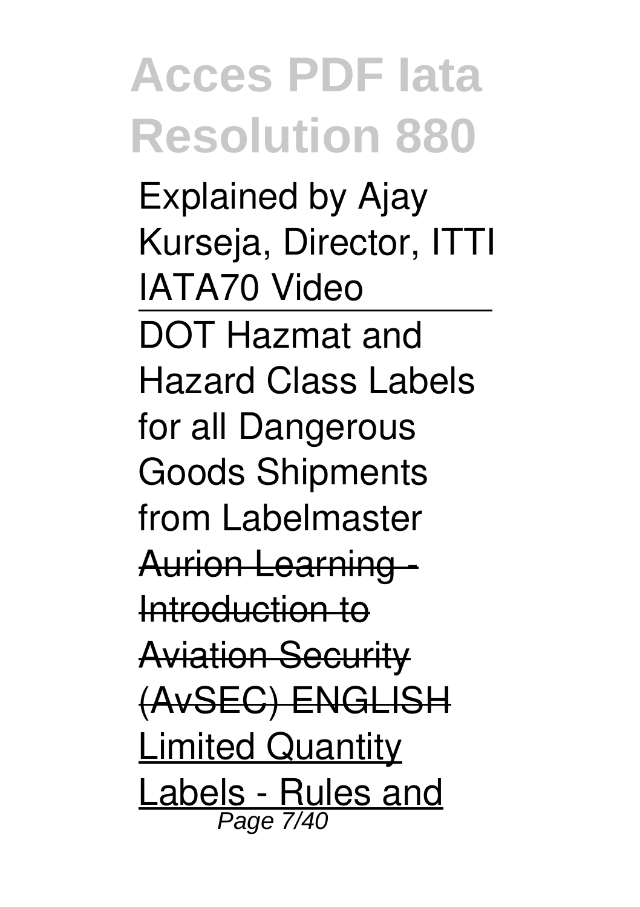Explained by Ajay Kurseja, Director, ITTI IATA70 Video

---

DOT Hazmat and Hazard Class Labels for all Dangerous Goods Shipments from Labelmaster

~~Aurion Learning - Introduction to Aviation Security (AvSEC) ENGLISH~~

Limited Quantity Labels - Rules and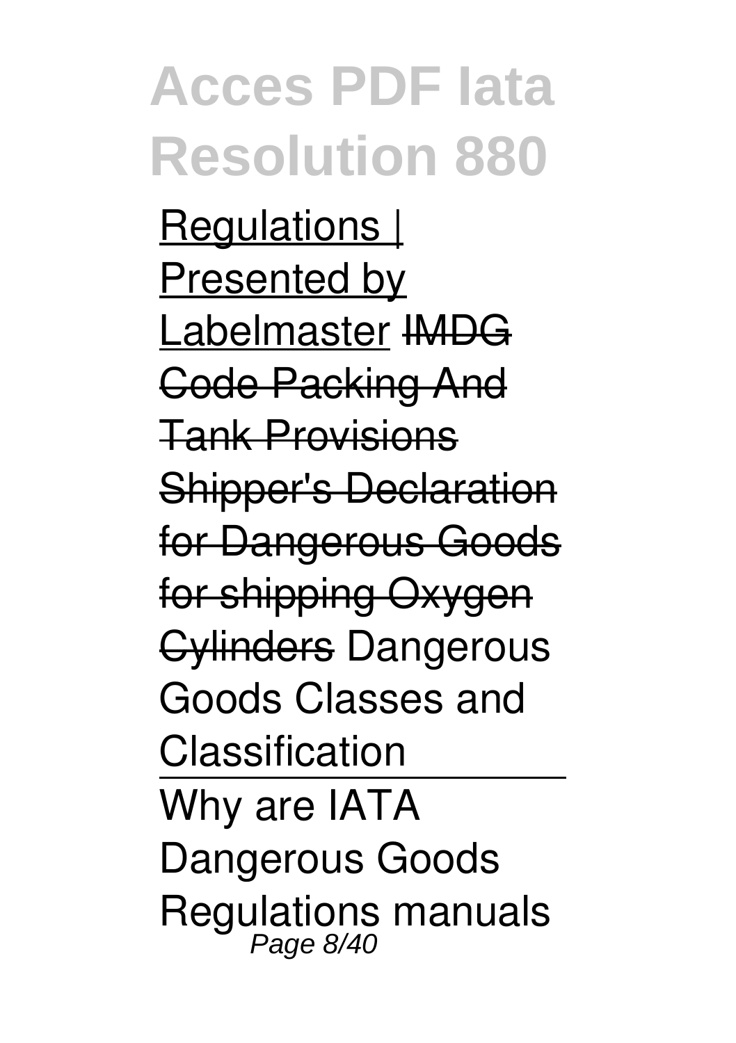Regulations | Presented by Labelmaster IMDG Code Packing And Tank Provisions Shipper's Declaration for Dangerous Goods for shipping Oxygen Cylinders Dangerous Goods Classes and Classification

Why are IATA Dangerous Goods Regulations manuals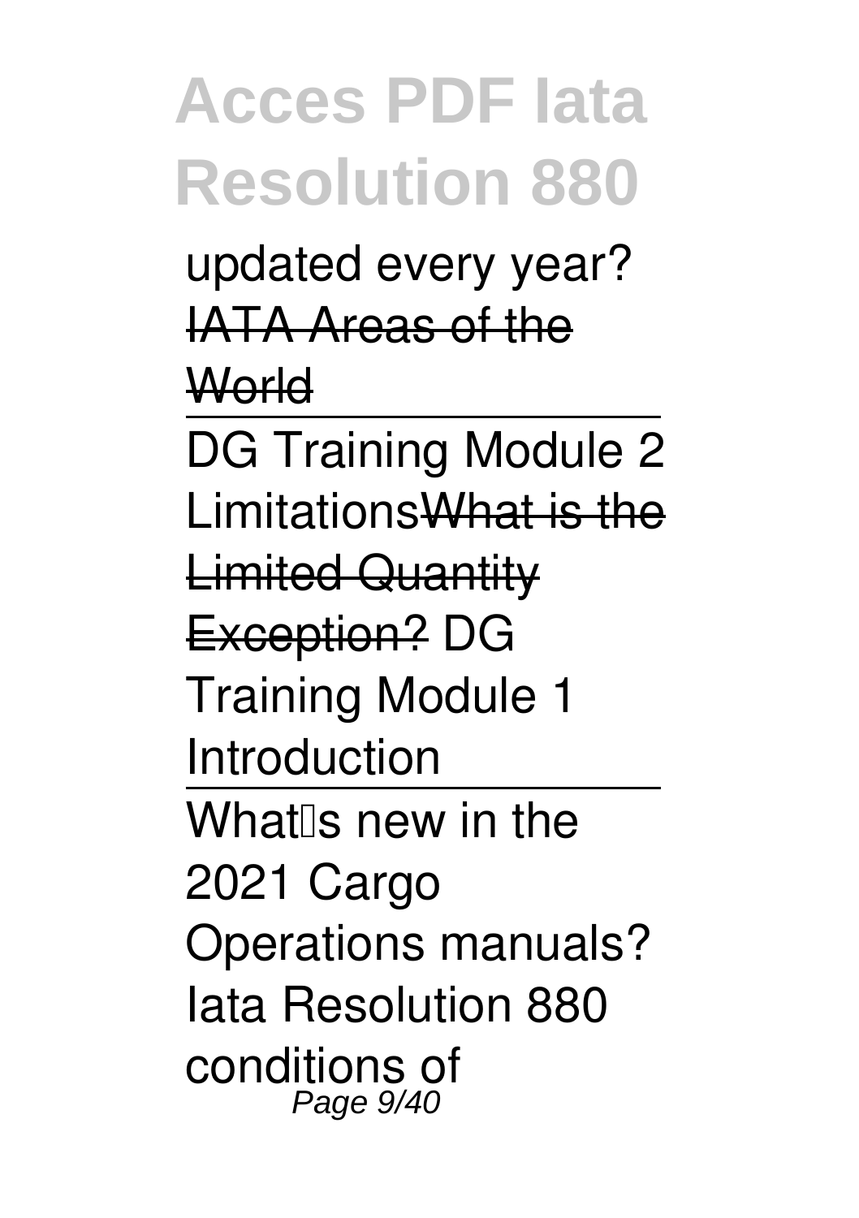updated every year?

IATA Areas of the World

DG Training Module 2 Limitations

What is the Limited Quantity Exception?

DG Training Module 1 Introduction

What's new in the 2021 Cargo Operations manuals?

Iata Resolution 880 conditions of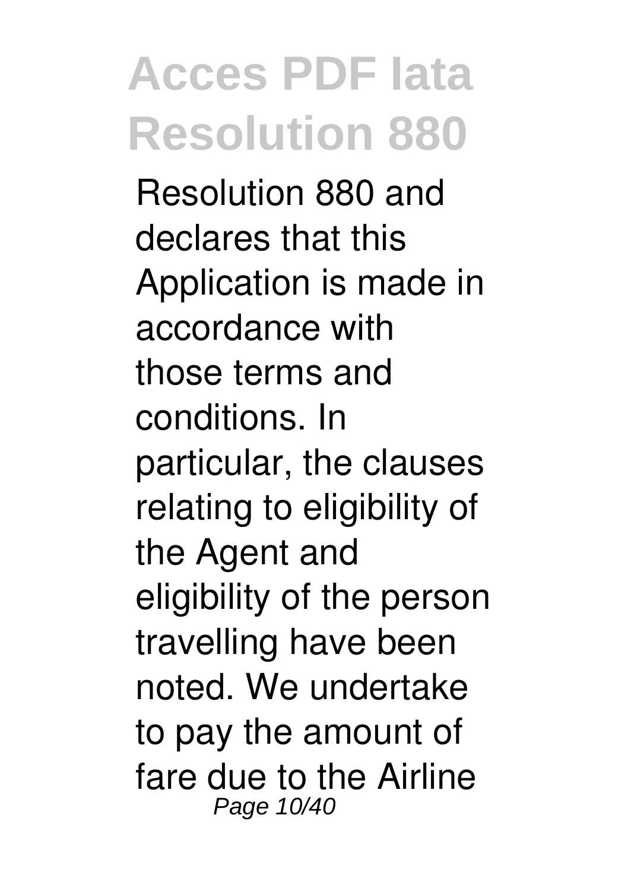Resolution 880 and declares that this Application is made in accordance with those terms and conditions. In particular, the clauses relating to eligibility of the Agent and eligibility of the person travelling have been noted. We undertake to pay the amount of fare due to the Airline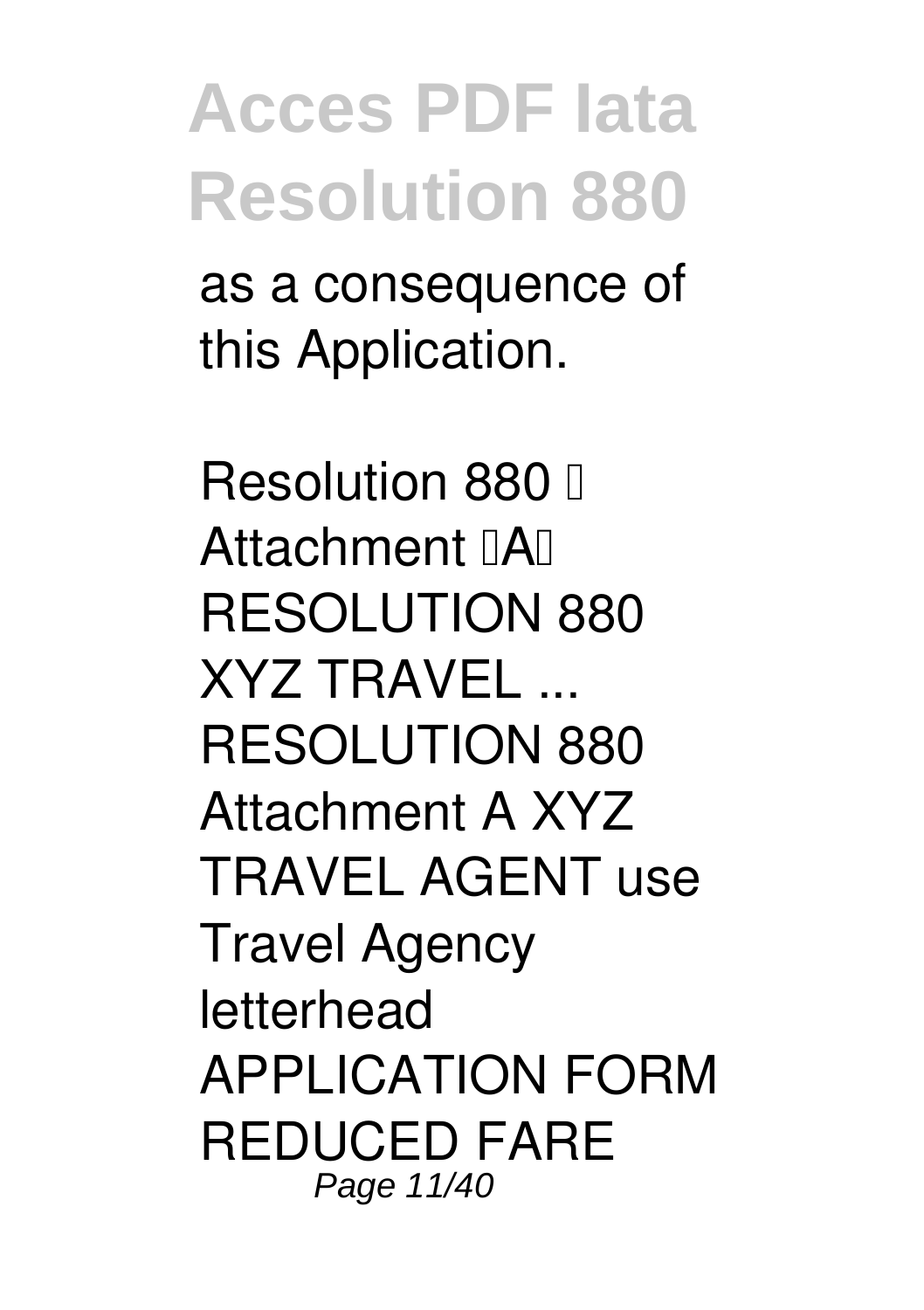as a consequence of this Application.

Resolution 880 Attachment A RESOLUTION 880 XYZ TRAVEL ... RESOLUTION 880 Attachment A XYZ TRAVEL AGENT use Travel Agency letterhead APPLICATION FORM REDUCED FARE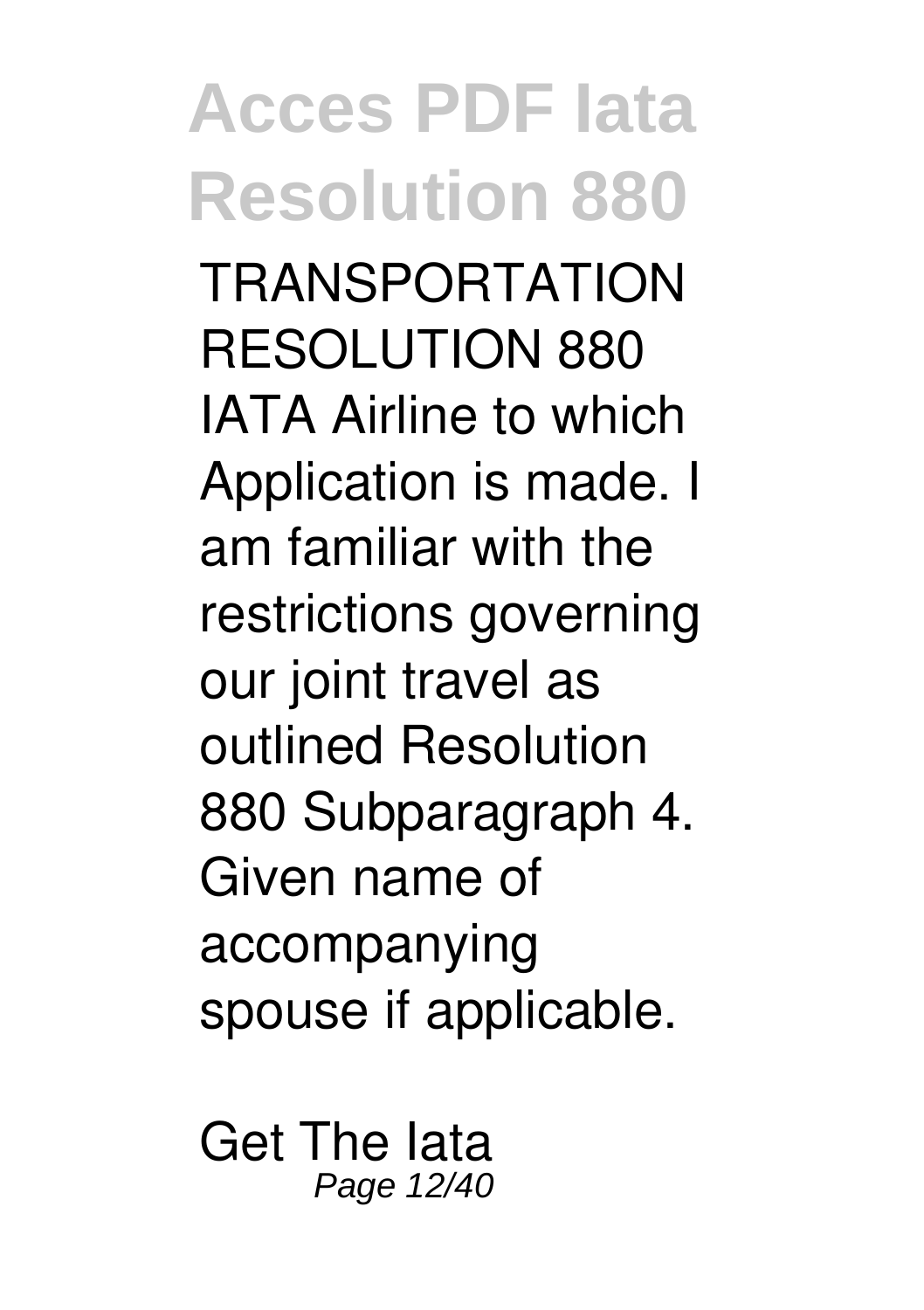TRANSPORTATION RESOLUTION 880 IATA Airline to which Application is made. I am familiar with the restrictions governing our joint travel as outlined Resolution 880 Subparagraph 4. Given name of accompanying spouse if applicable.

Get The Iata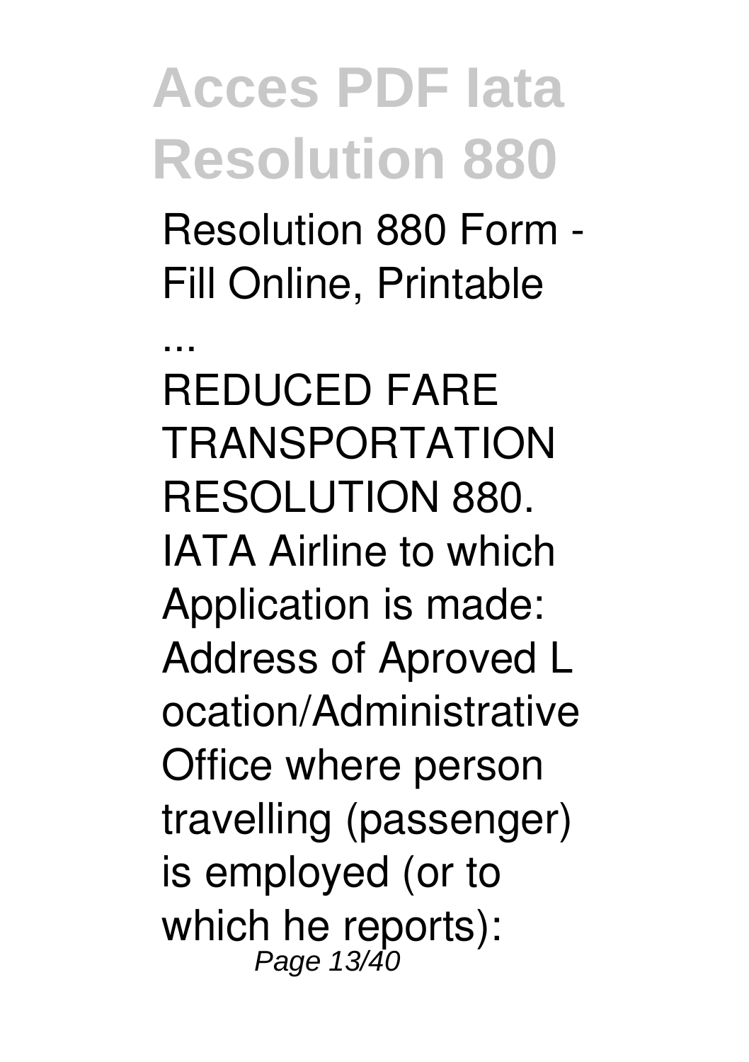Resolution 880 Form - Fill Online, Printable ...

REDUCED FARE TRANSPORTATION RESOLUTION 880. IATA Airline to which Application is made: Address of Aproved L ocation/Administrative Office where person travelling (passenger) is employed (or to which he reports):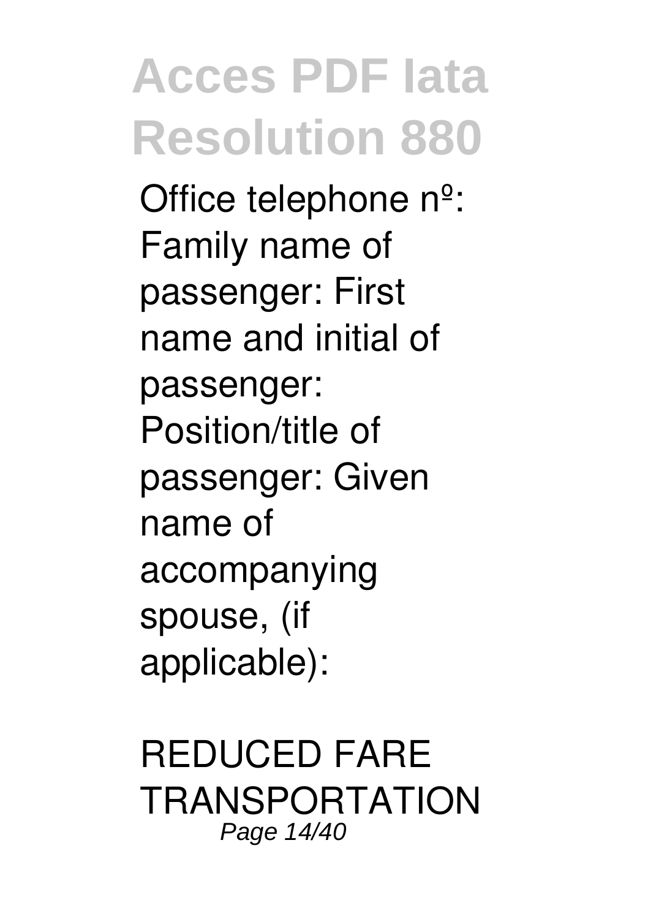Office telephone nº: Family name of passenger: First name and initial of passenger: Position/title of passenger: Given name of accompanying spouse, (if applicable):

REDUCED FARE TRANSPORTATION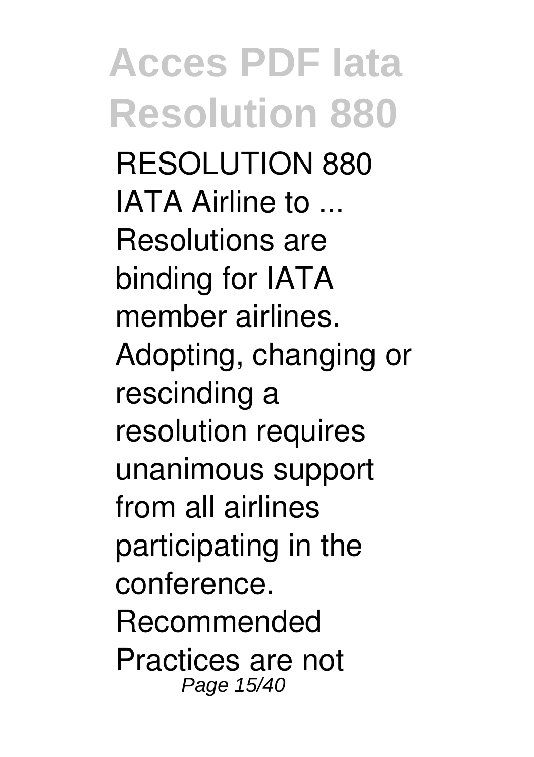RESOLUTION 880 IATA Airline to ...
Resolutions are binding for IATA member airlines. Adopting, changing or rescinding a resolution requires unanimous support from all airlines participating in the conference. Recommended Practices are not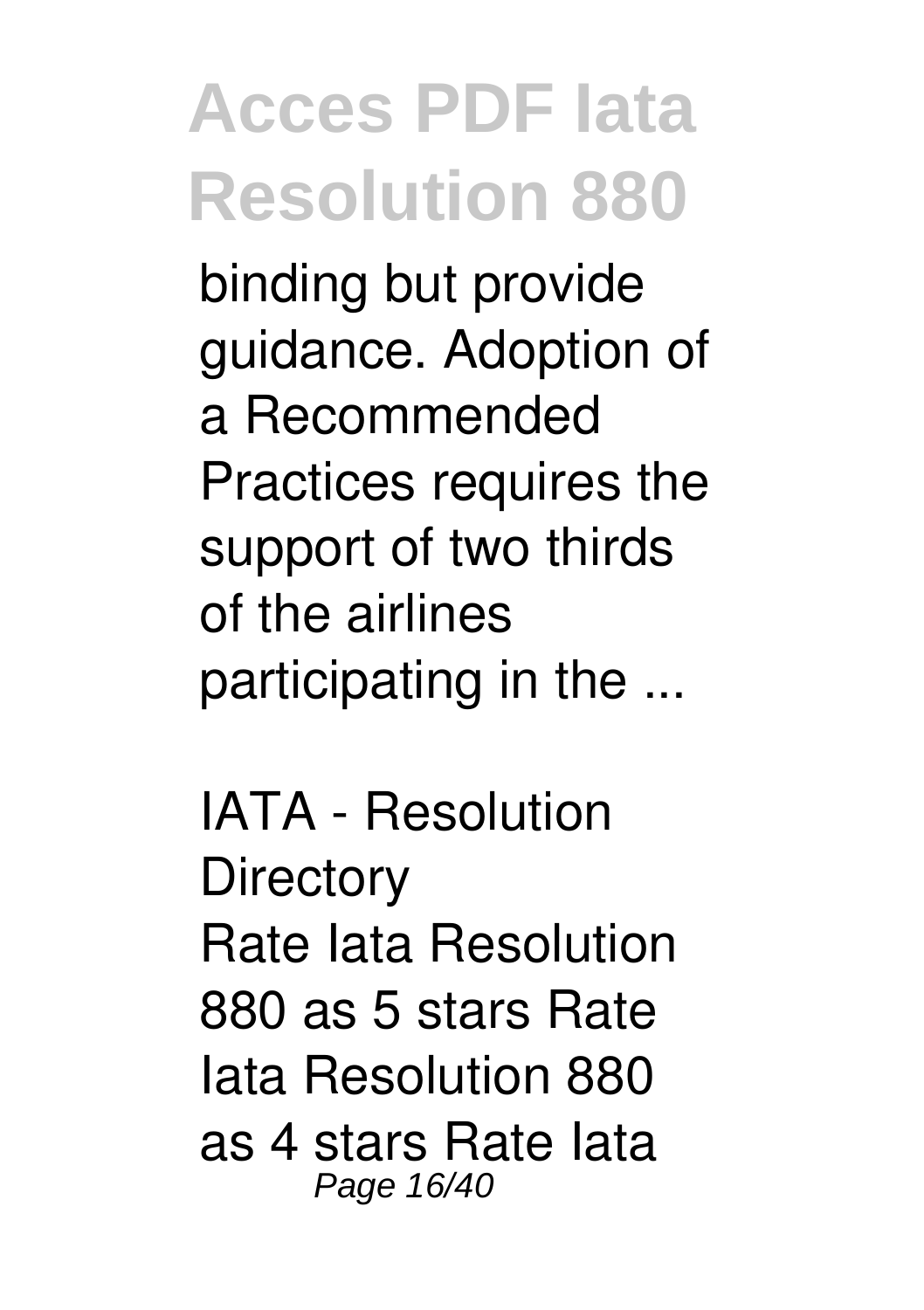binding but provide guidance. Adoption of a Recommended Practices requires the support of two thirds of the airlines participating in the ...

*IATA - Resolution Directory*

Rate Iata Resolution 880 as 5 stars Rate Iata Resolution 880 as 4 stars Rate Iata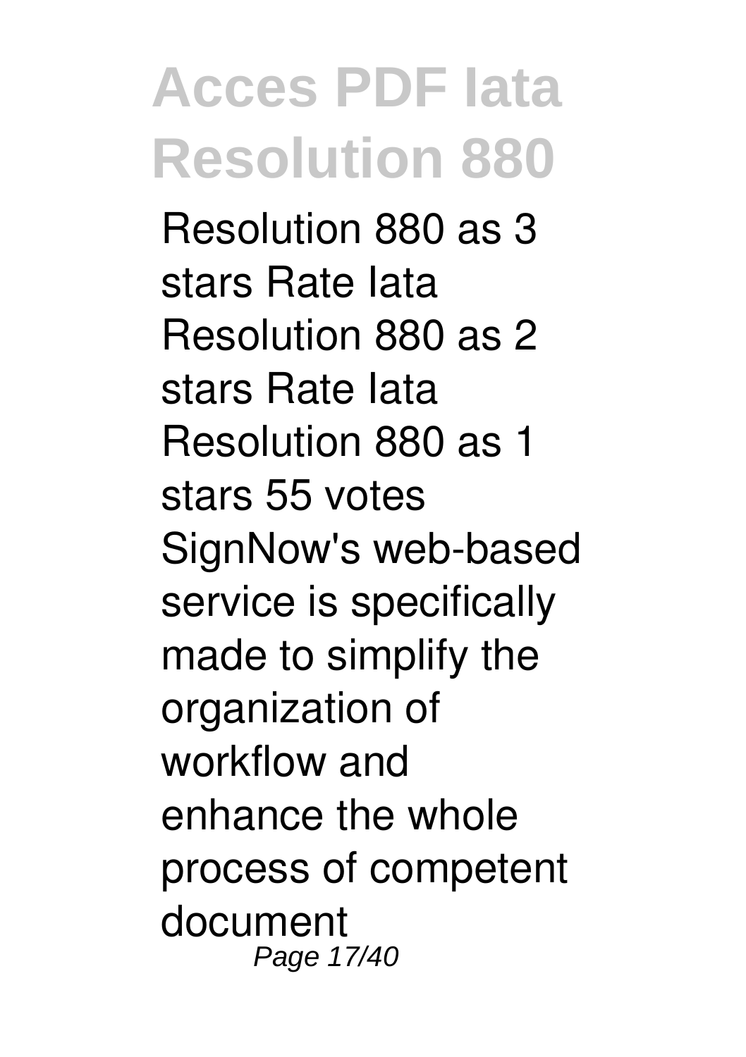Resolution 880 as 3 stars Rate Iata Resolution 880 as 2 stars Rate Iata Resolution 880 as 1 stars 55 votes SignNow's web-based service is specifically made to simplify the organization of workflow and enhance the whole process of competent document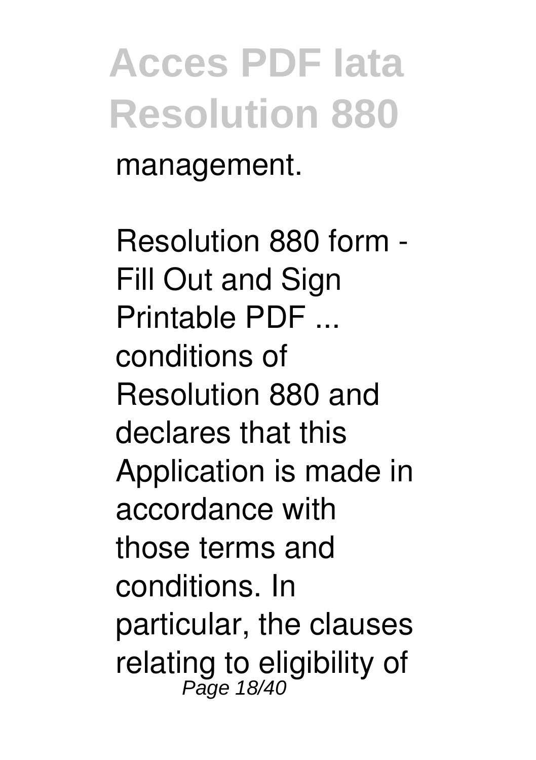management.

Resolution 880 form - Fill Out and Sign Printable PDF ...
conditions of Resolution 880 and declares that this Application is made in accordance with those terms and conditions. In particular, the clauses relating to eligibility of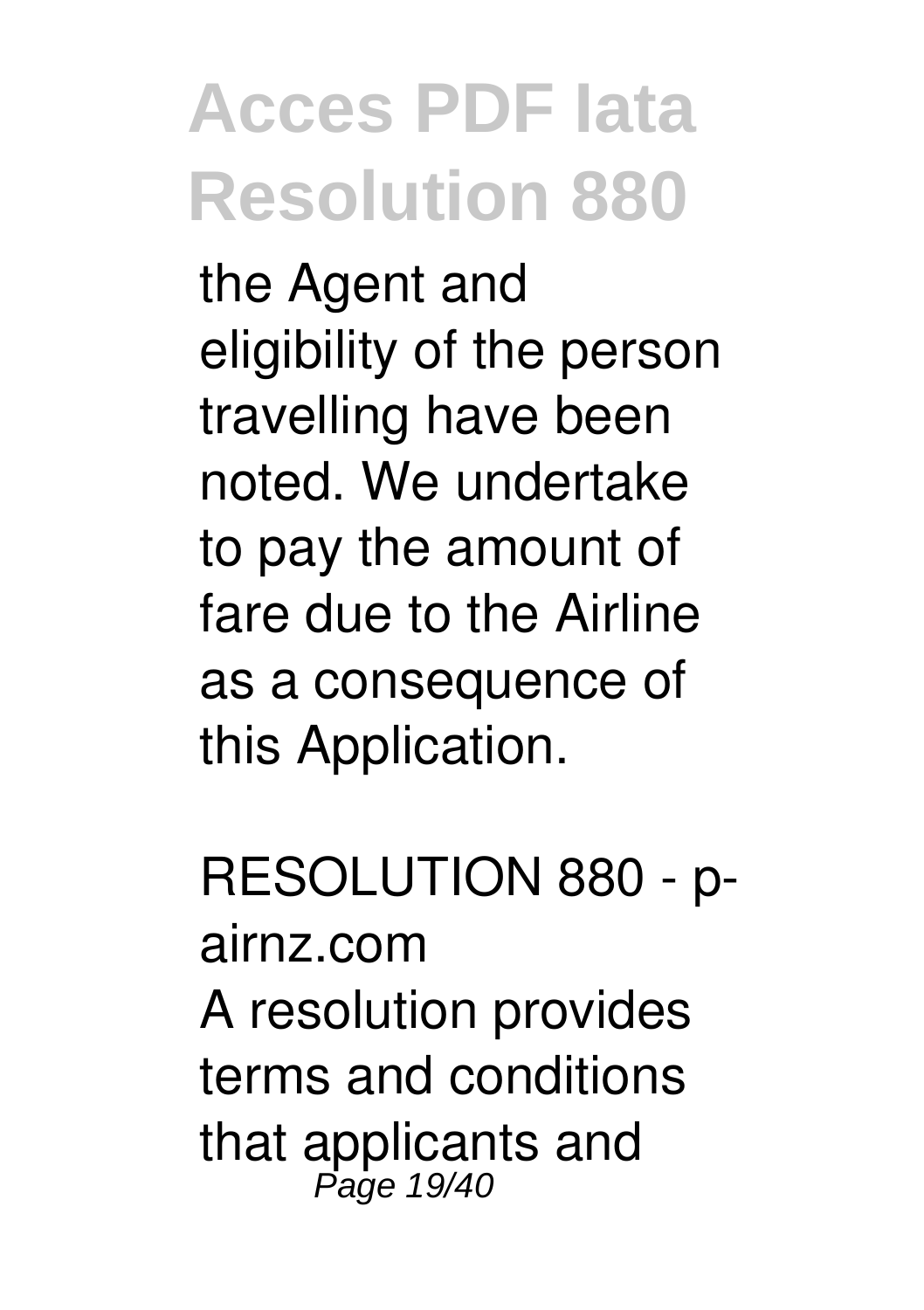the Agent and eligibility of the person travelling have been noted. We undertake to pay the amount of fare due to the Airline as a consequence of this Application.

*RESOLUTION 880 - p-airnz.com*

A resolution provides terms and conditions that applicants and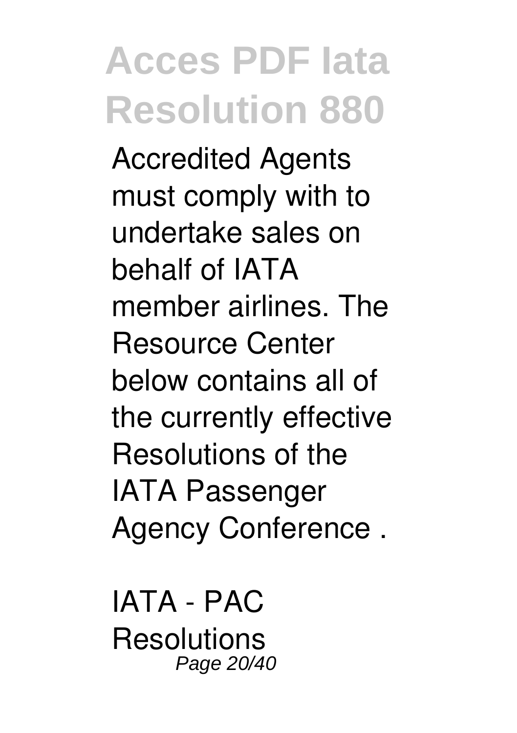Accredited Agents must comply with to undertake sales on behalf of IATA member airlines. The Resource Center below contains all of the currently effective Resolutions of the IATA Passenger Agency Conference .

*IATA - PAC Resolutions*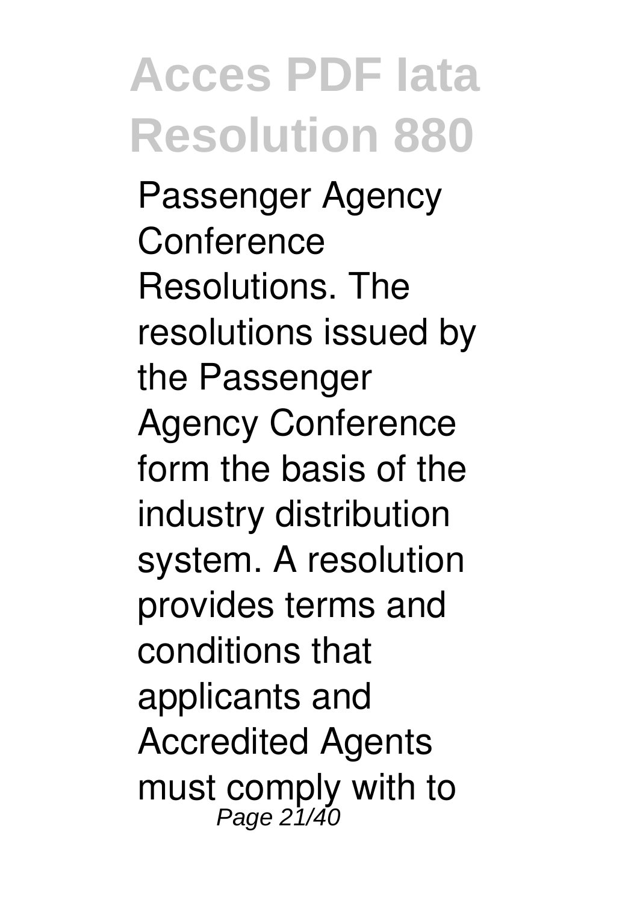Passenger Agency Conference Resolutions. The resolutions issued by the Passenger Agency Conference form the basis of the industry distribution system. A resolution provides terms and conditions that applicants and Accredited Agents must comply with to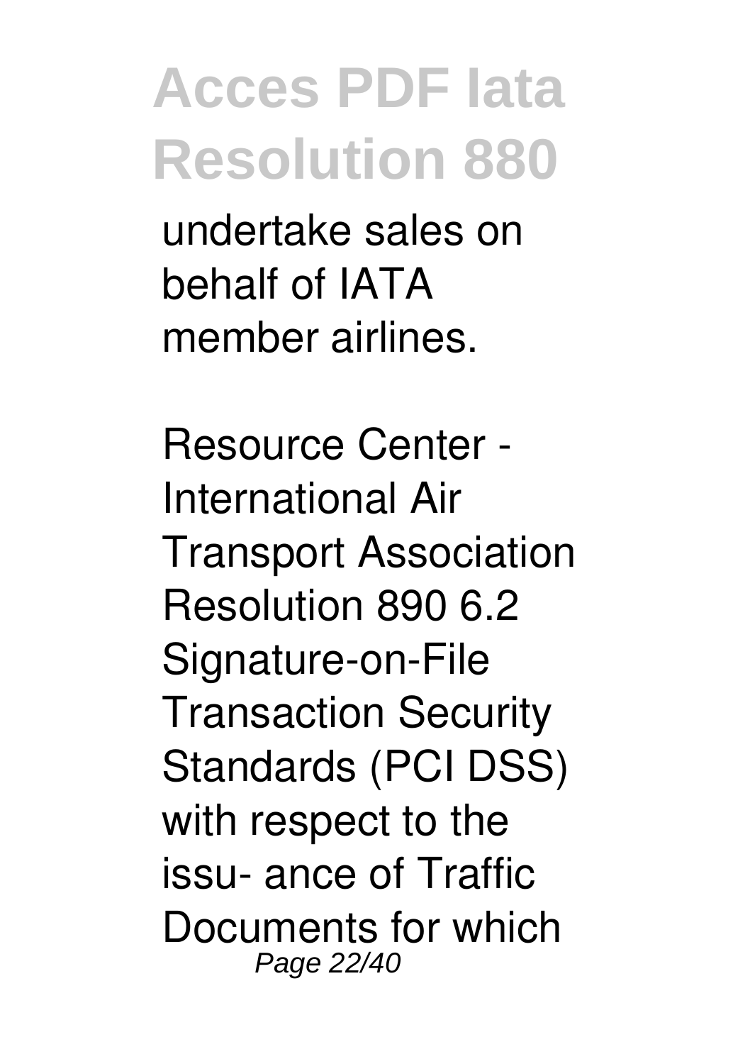undertake sales on behalf of IATA member airlines.

**Resource Center - International Air Transport Association**

Resolution 890 6.2 Signature-on-File Transaction Security Standards (PCI DSS) with respect to the issu- ance of Traffic Documents for which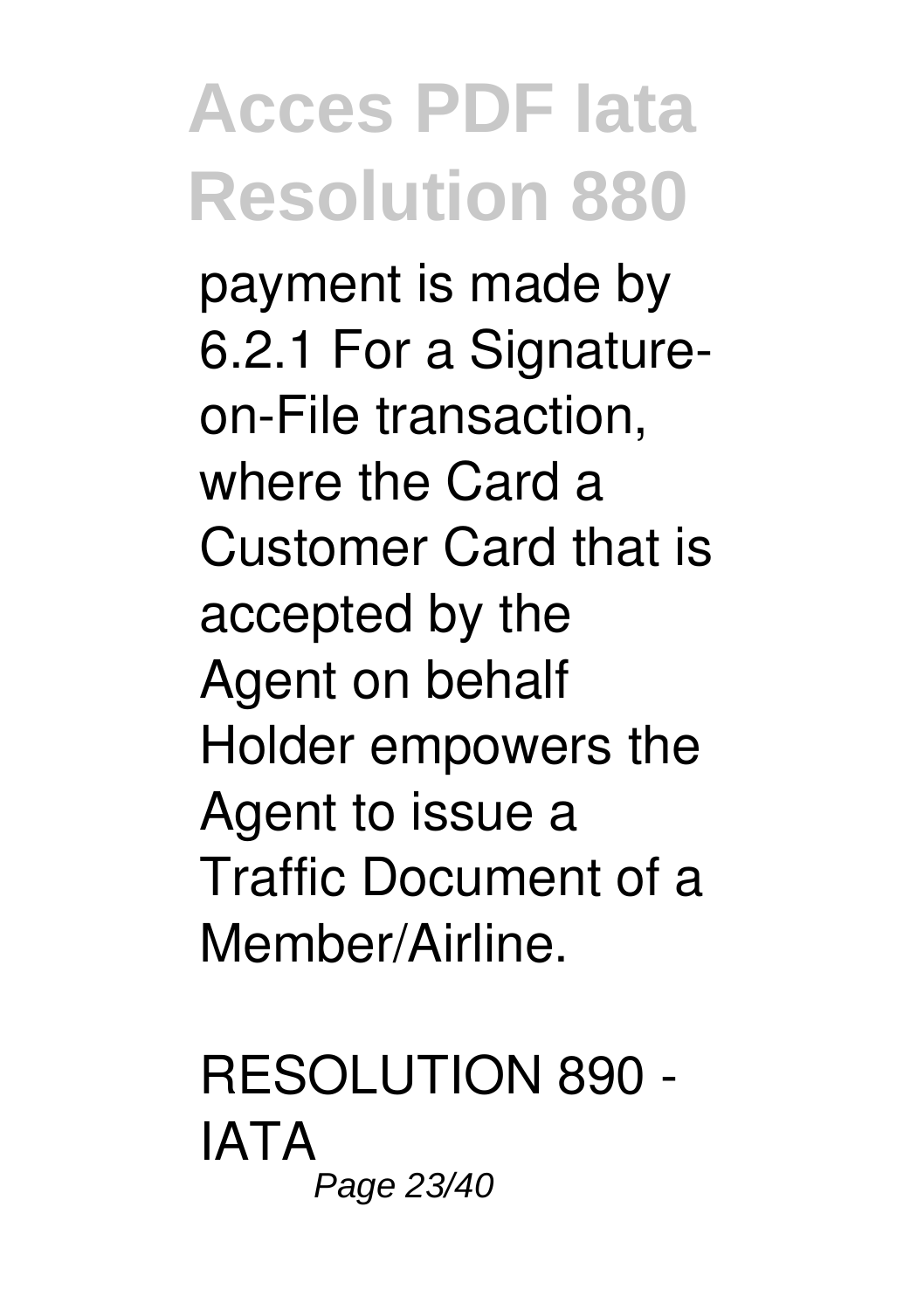payment is made by 6.2.1 For a Signature-on-File transaction, where the Card a Customer Card that is accepted by the Agent on behalf Holder empowers the Agent to issue a Traffic Document of a Member/Airline.

## RESOLUTION 890 - IATA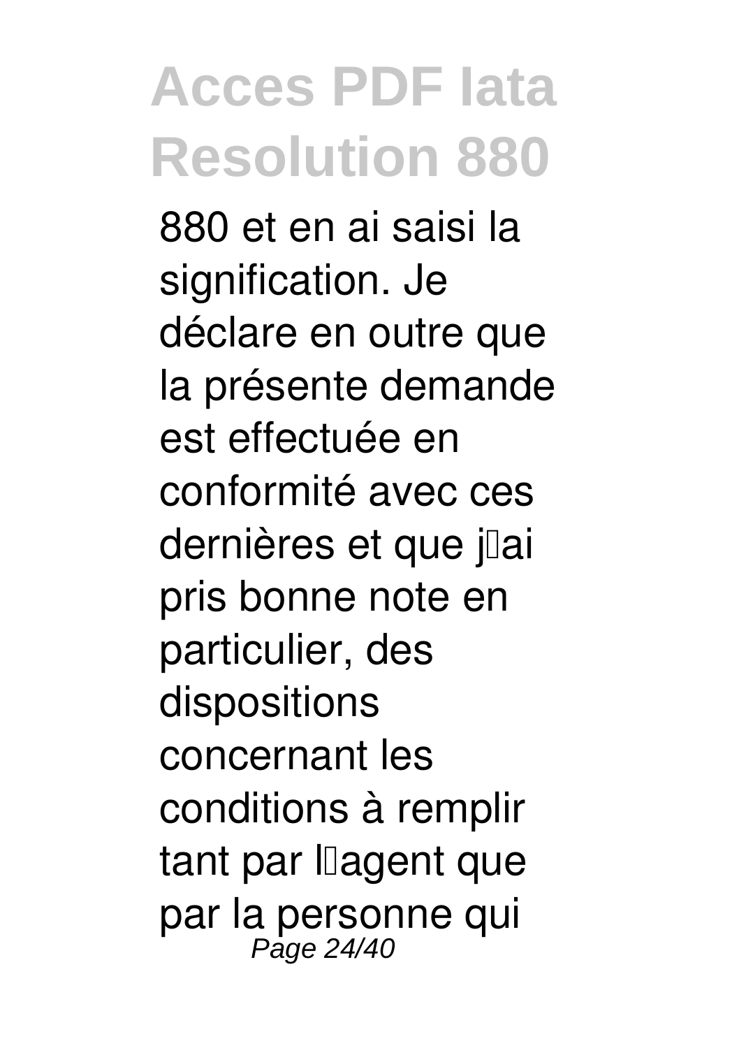880 et en ai saisi la signification. Je déclare en outre que la présente demande est effectuée en conformité avec ces dernières et que j'ai pris bonne note en particulier, des dispositions concernant les conditions à remplir tant par l'agent que par la personne qui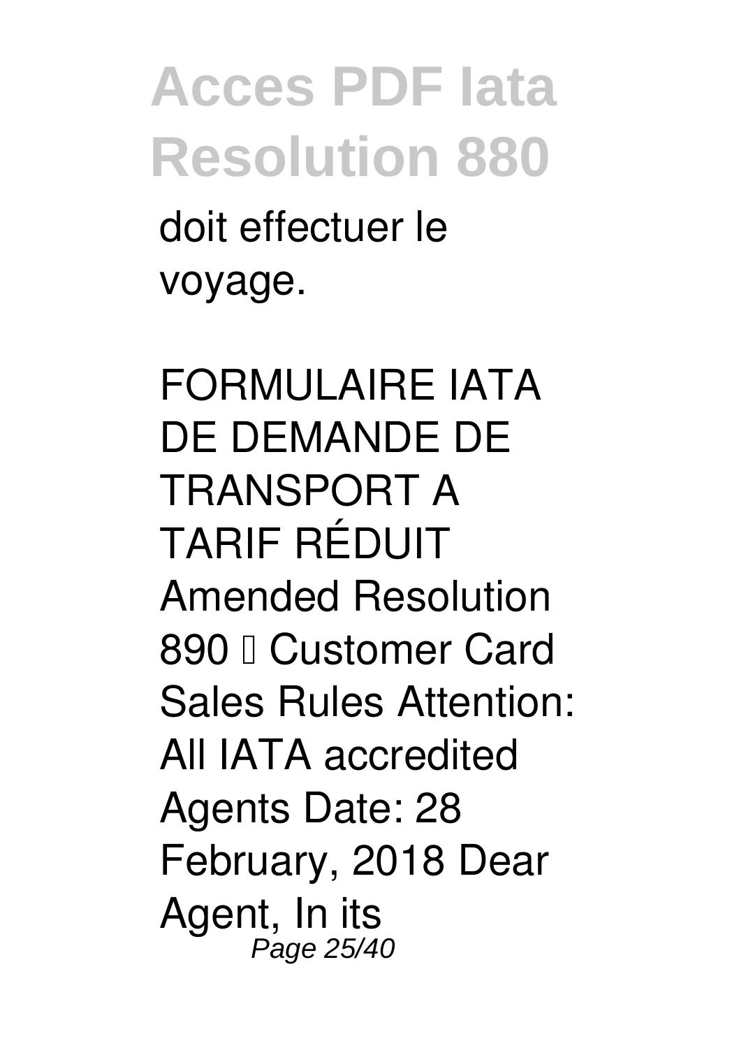doit effectuer le voyage.

FORMULAIRE IATA DE DEMANDE DE TRANSPORT A TARIF RÉDUIT Amended Resolution 890 – Customer Card Sales Rules Attention: All IATA accredited Agents Date: 28 February, 2018 Dear Agent, In its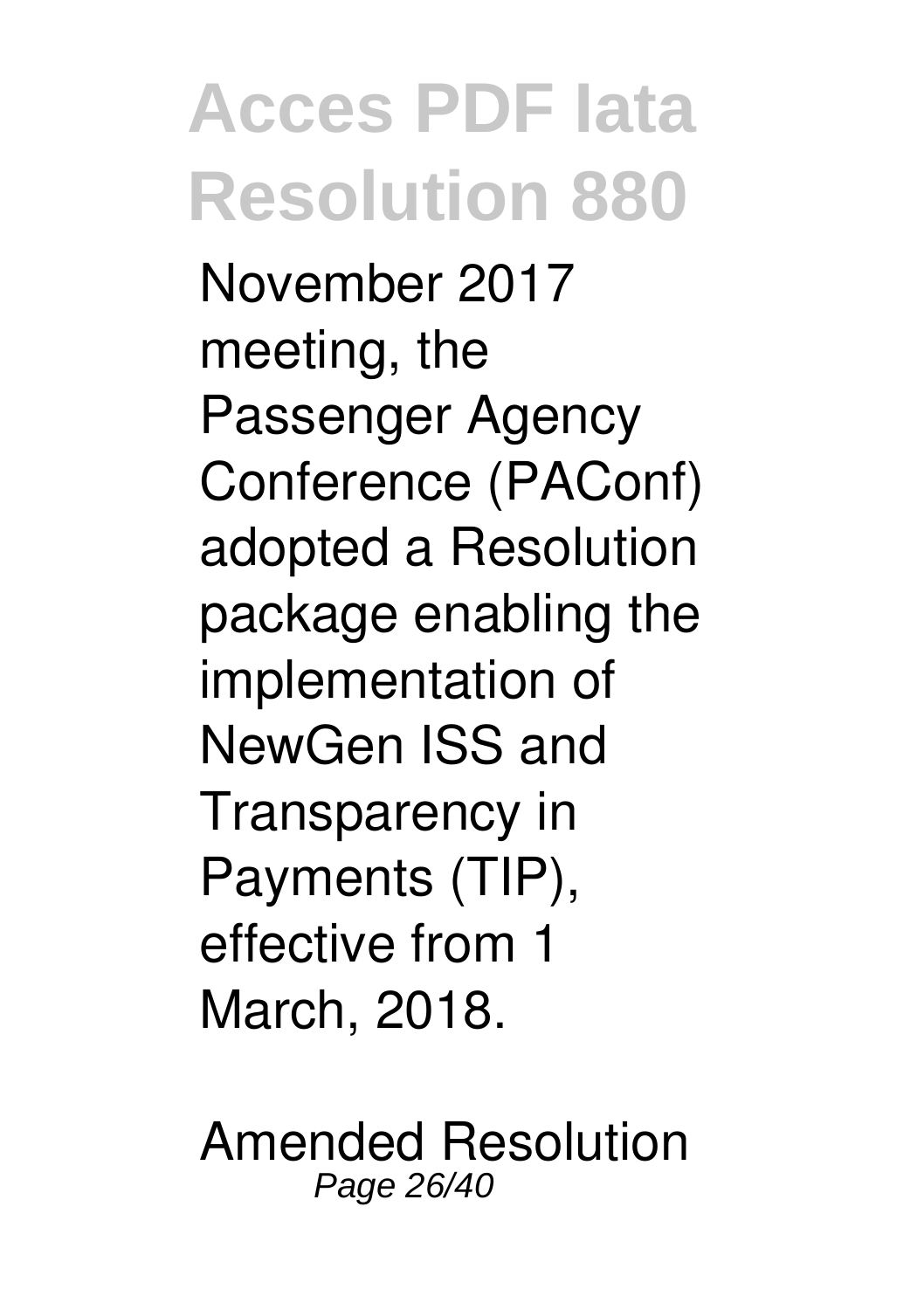November 2017 meeting, the Passenger Agency Conference (PAConf) adopted a Resolution package enabling the implementation of NewGen ISS and Transparency in Payments (TIP), effective from 1 March, 2018.

Amended Resolution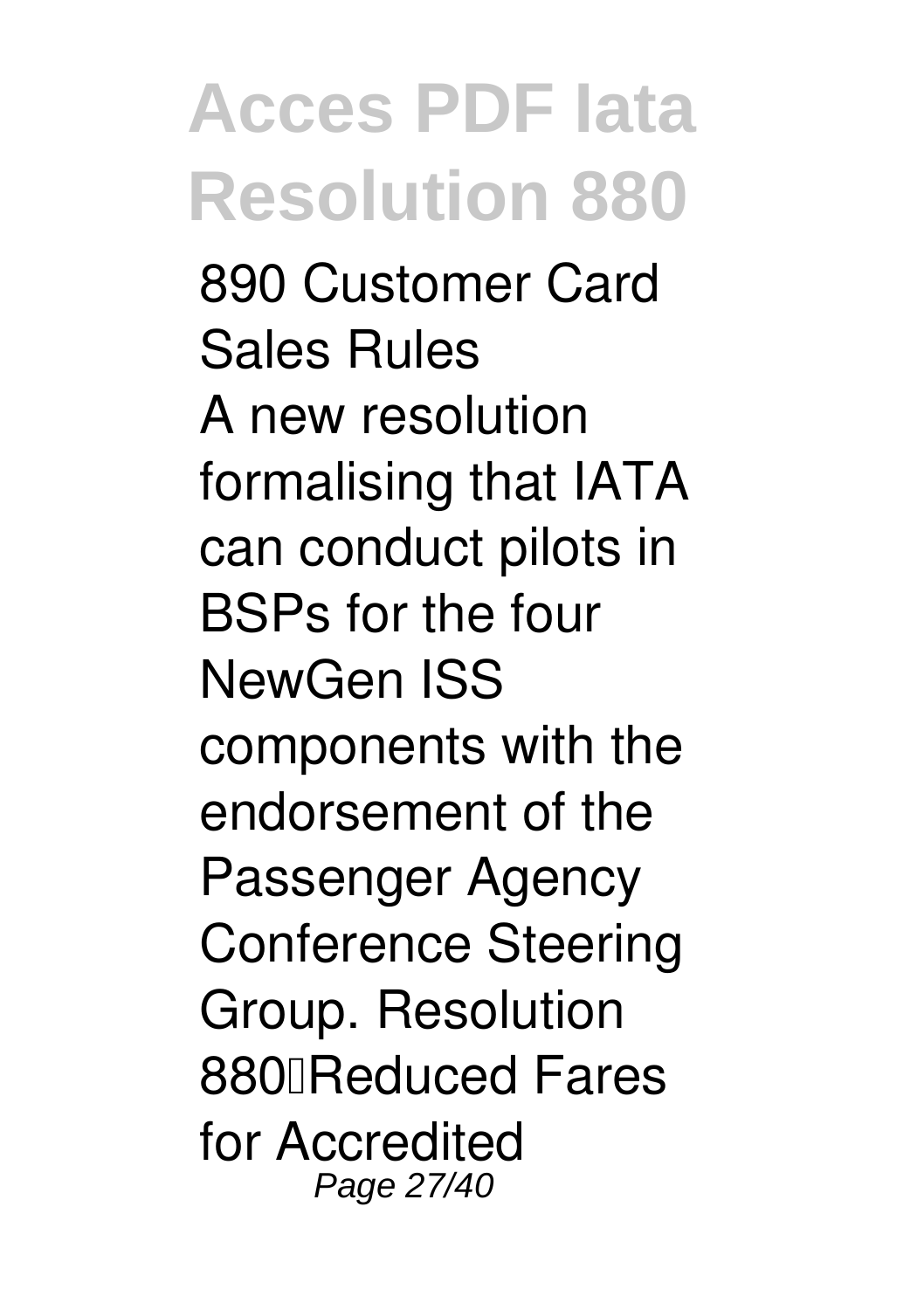890 Customer Card Sales Rules

A new resolution formalising that IATA can conduct pilots in BSPs for the four NewGen ISS components with the endorsement of the Passenger Agency Conference Steering Group. Resolution 880—Reduced Fares for Accredited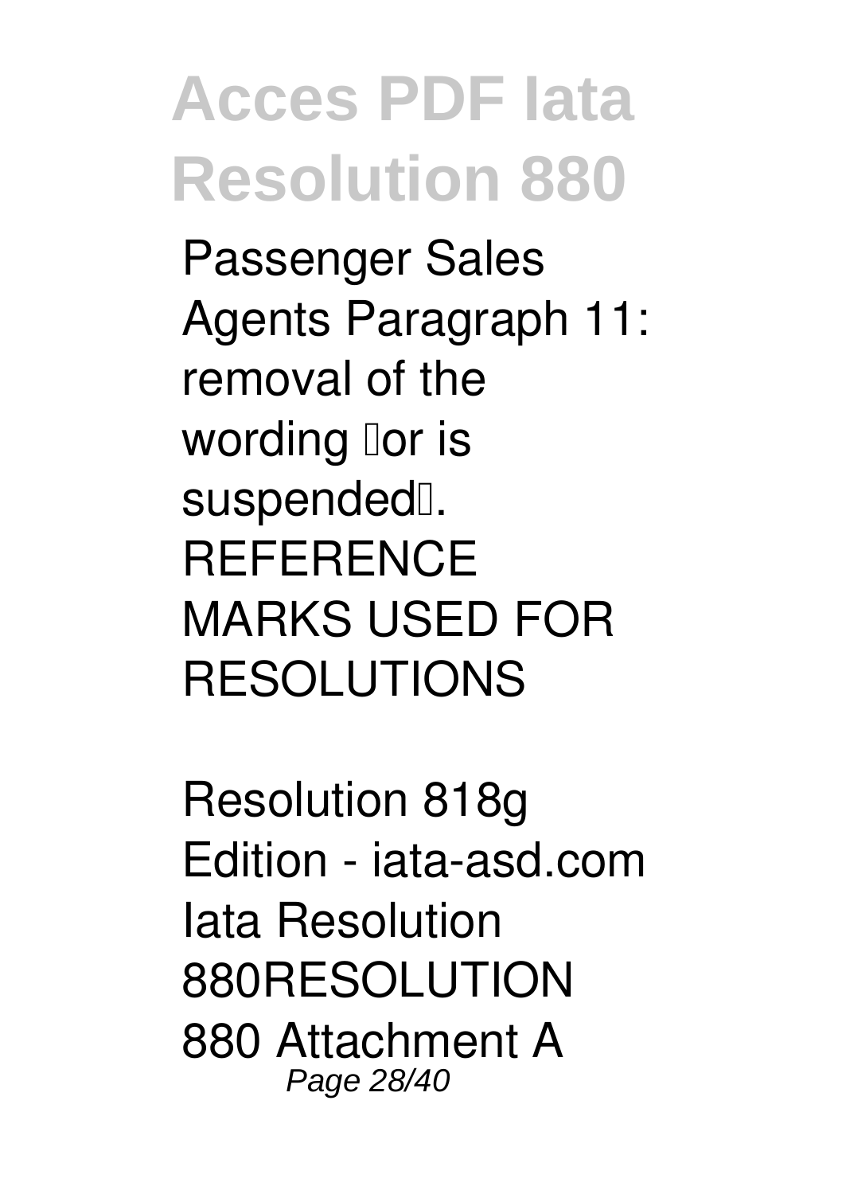Passenger Sales Agents Paragraph 11: removal of the wording "or is suspended". REFERENCE MARKS USED FOR RESOLUTIONS

Resolution 818g Edition - iata-asd.com Iata Resolution 880RESOLUTION 880 Attachment A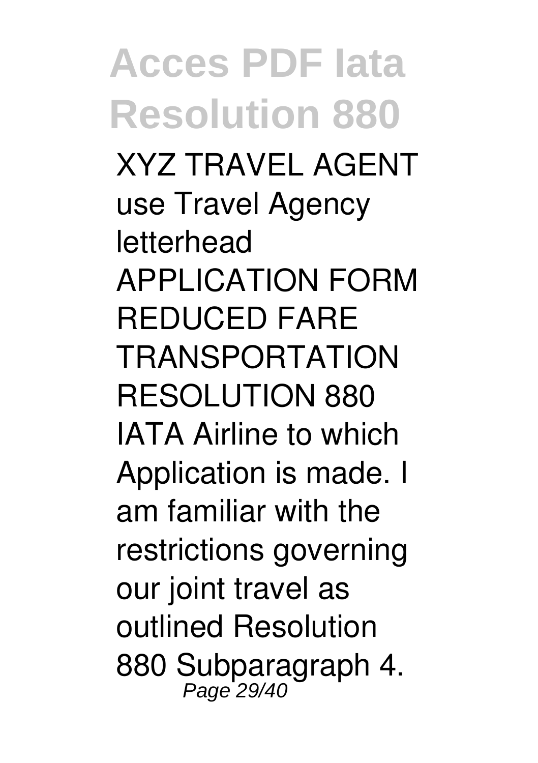XYZ TRAVEL AGENT use Travel Agency letterhead APPLICATION FORM REDUCED FARE TRANSPORTATION RESOLUTION 880 IATA Airline to which Application is made. I am familiar with the restrictions governing our joint travel as outlined Resolution 880 Subparagraph 4.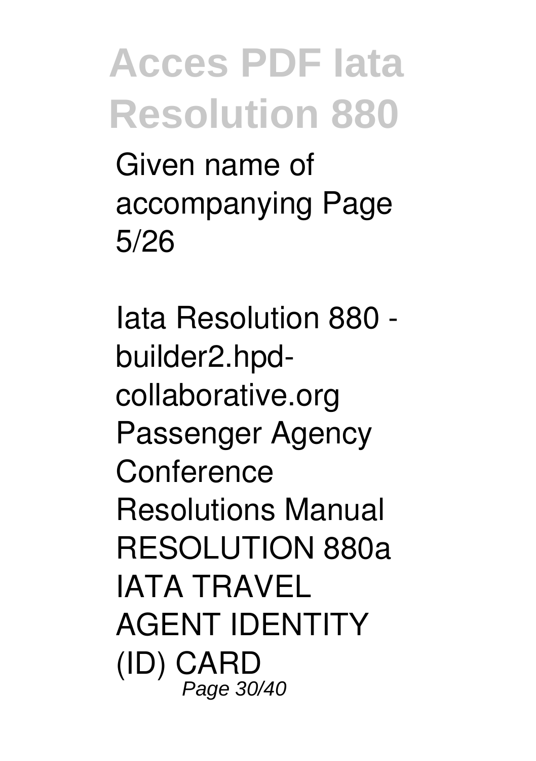Given name of accompanying Page 5/26

Iata Resolution 880 - builder2.hpd-collaborative.org Passenger Agency Conference Resolutions Manual RESOLUTION 880a IATA TRAVEL AGENT IDENTITY (ID) CARD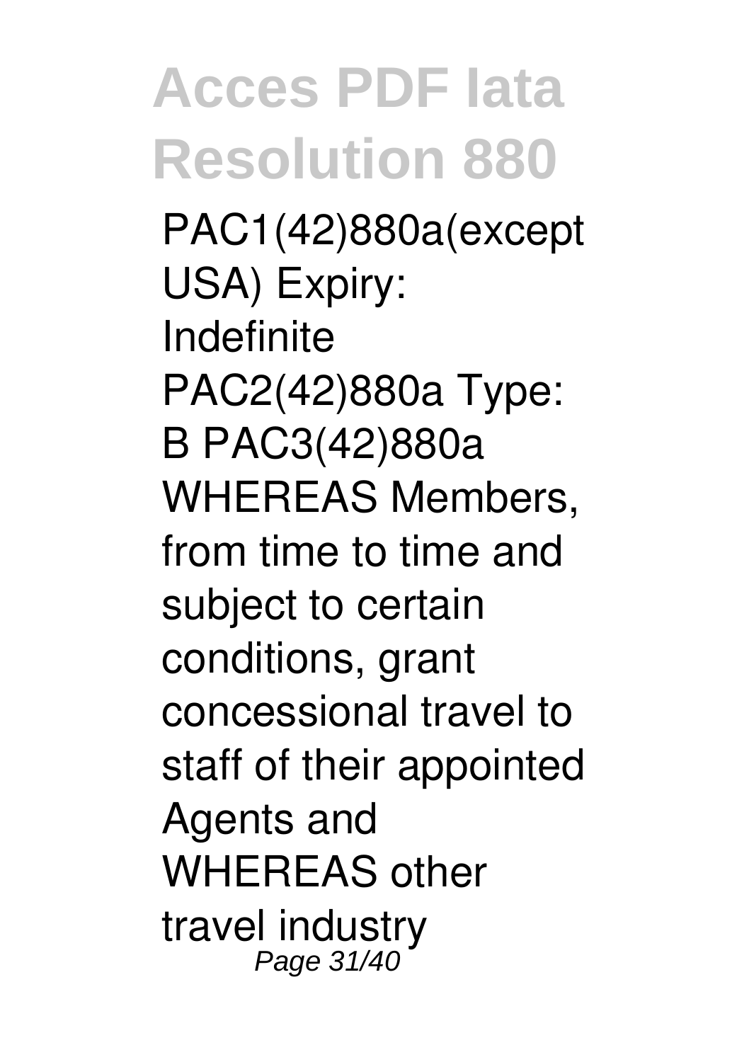PAC1(42)880a(except USA) Expiry: Indefinite PAC2(42)880a Type: B PAC3(42)880a WHEREAS Members, from time to time and subject to certain conditions, grant concessional travel to staff of their appointed Agents and WHEREAS other travel industry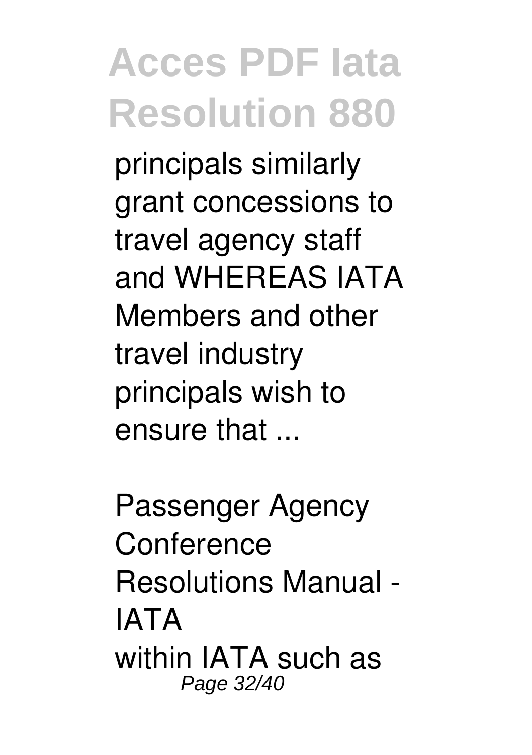principals similarly grant concessions to travel agency staff and WHEREAS IATA Members and other travel industry principals wish to ensure that ...

*Passenger Agency Conference Resolutions Manual - IATA*

within IATA such as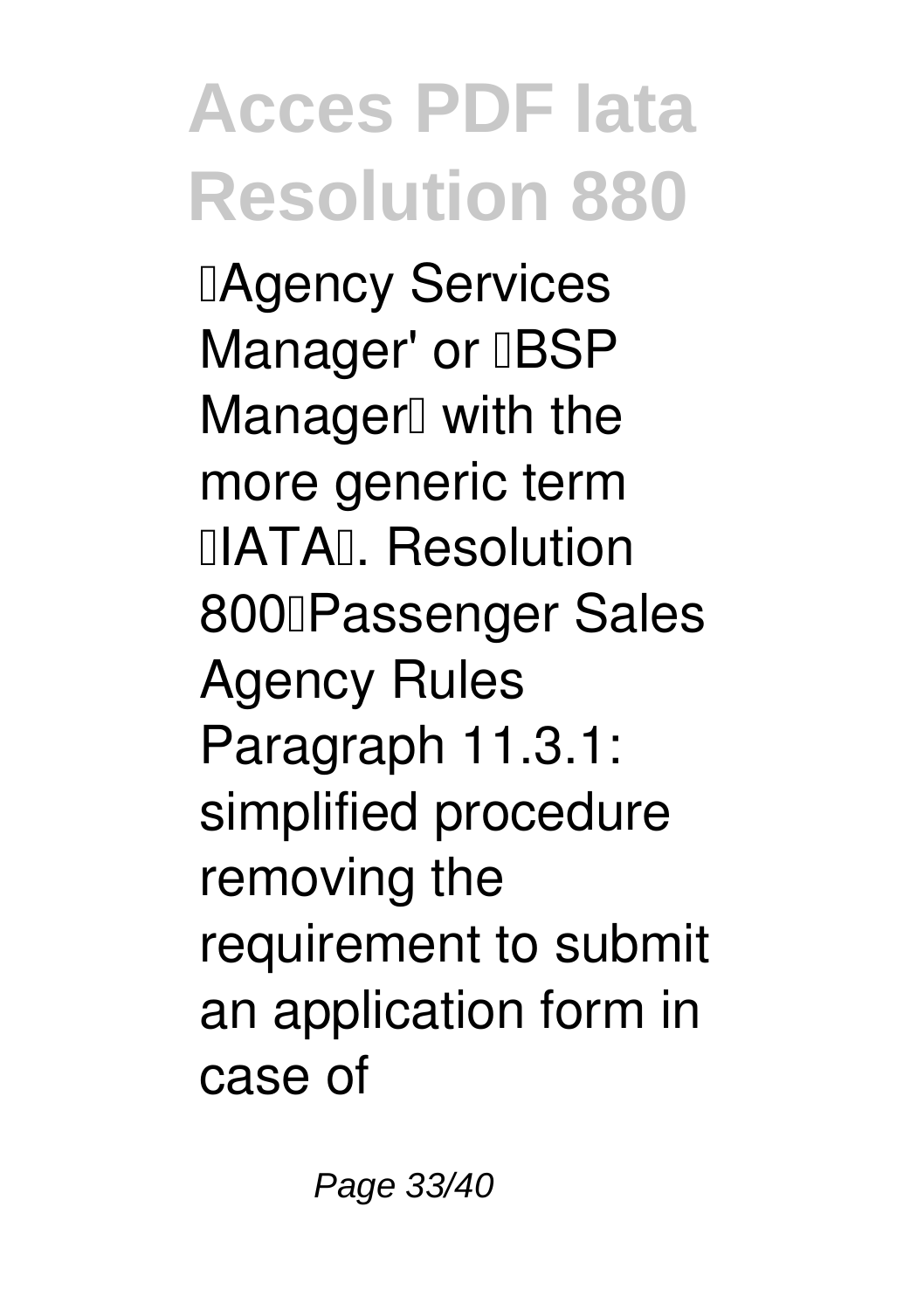'Agency Services Manager' or 'BSP Manager' with the more generic term 'IATA'. Resolution 800–Passenger Sales Agency Rules Paragraph 11.3.1: simplified procedure removing the requirement to submit an application form in case of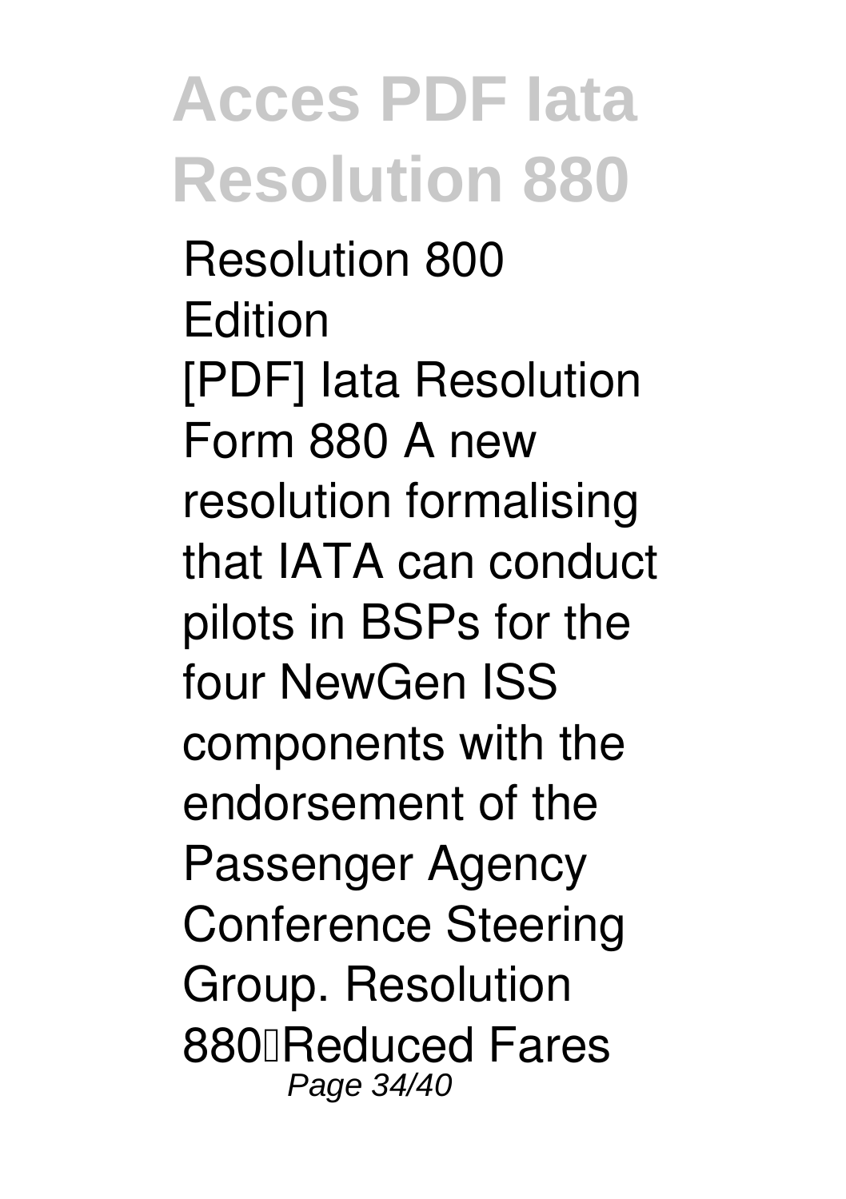Resolution 800 Edition

[PDF] Iata Resolution Form 880 A new resolution formalising that IATA can conduct pilots in BSPs for the four NewGen ISS components with the endorsement of the Passenger Agency Conference Steering Group. Resolution 880—Reduced Fares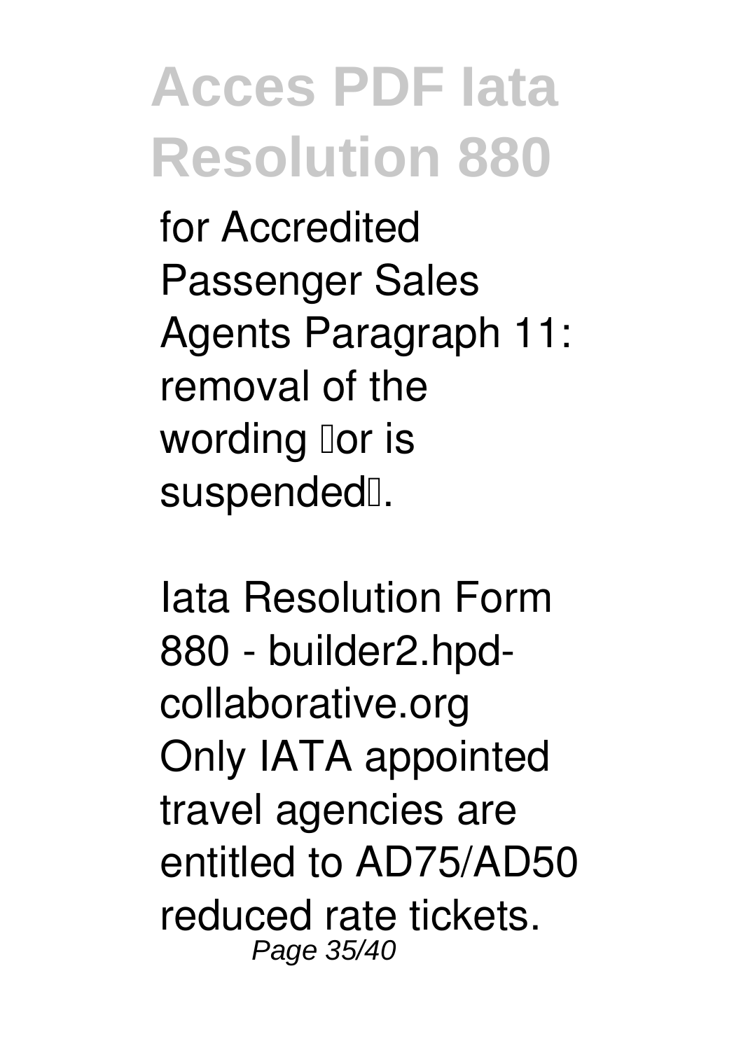for Accredited Passenger Sales Agents Paragraph 11: removal of the wording or is suspended.

**Iata Resolution Form 880 - builder2.hpd-collaborative.org**

Only IATA appointed travel agencies are entitled to AD75/AD50 reduced rate tickets.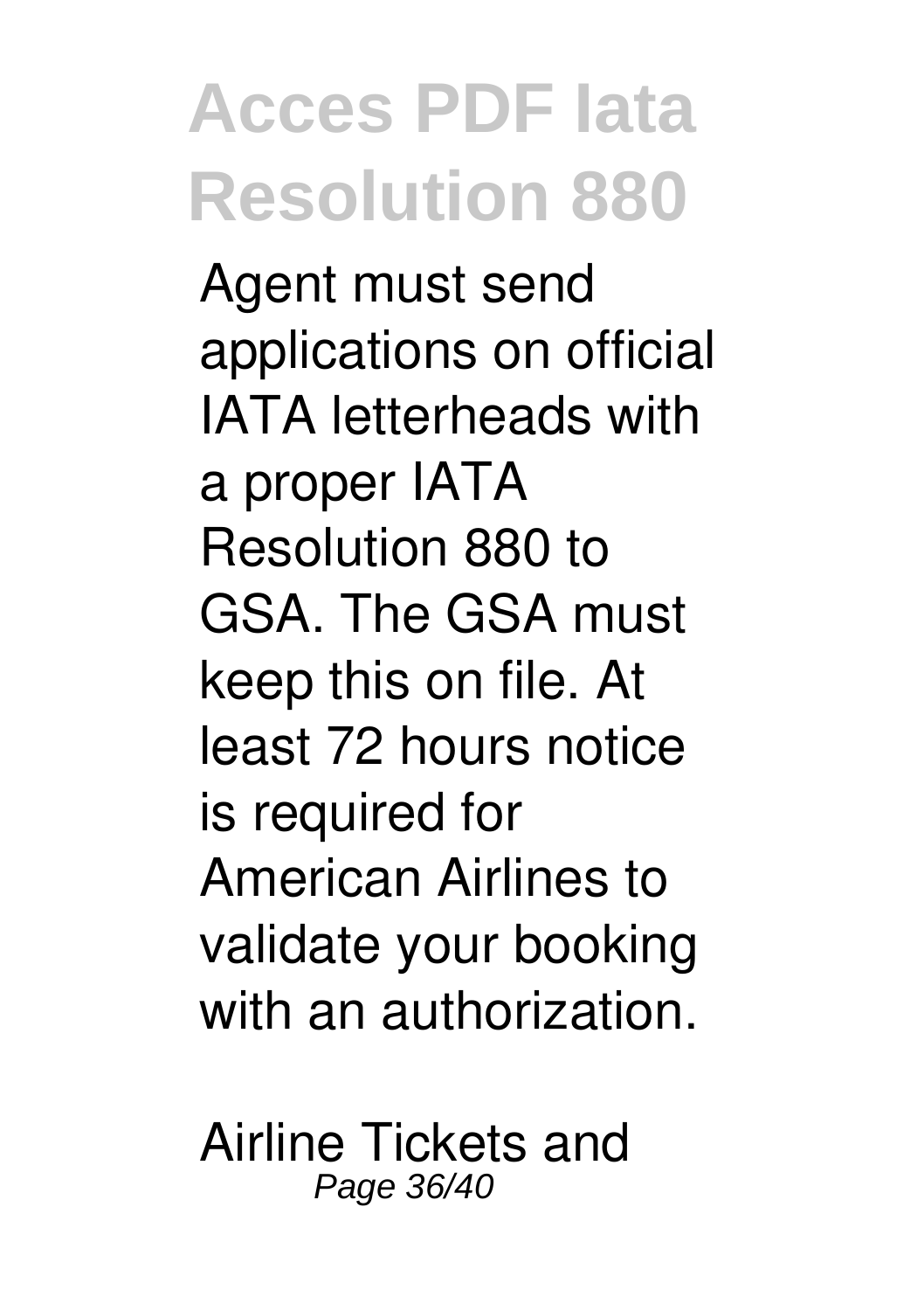Agent must send applications on official IATA letterheads with a proper IATA Resolution 880 to GSA. The GSA must keep this on file. At least 72 hours notice is required for American Airlines to validate your booking with an authorization.

Airline Tickets and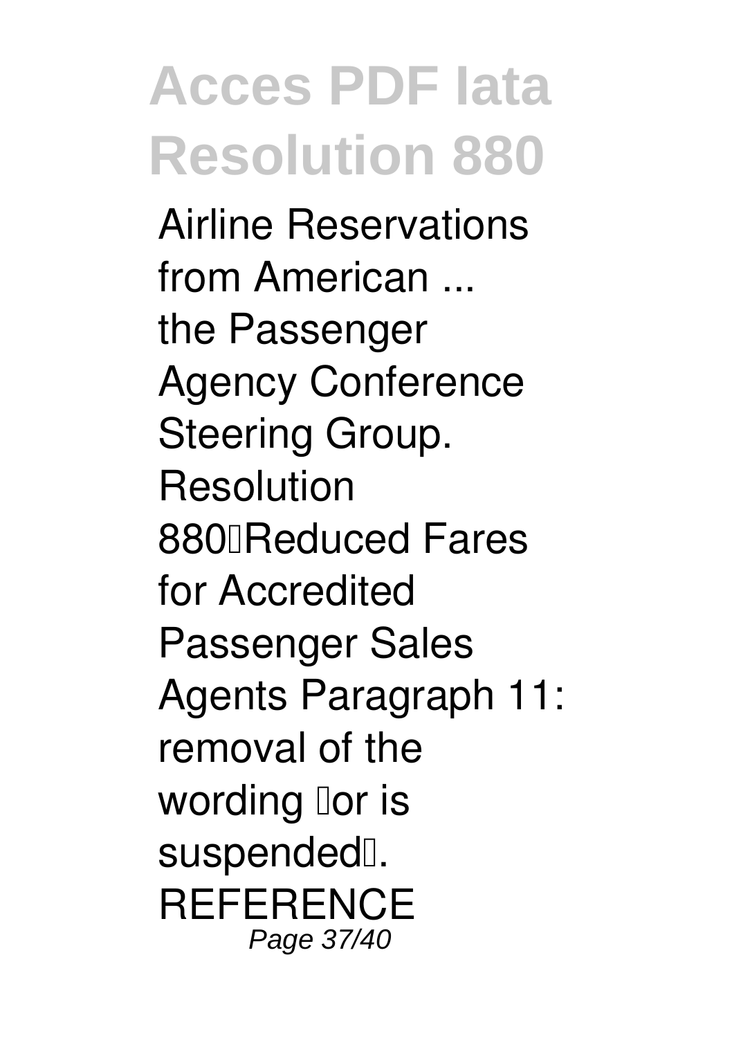Airline Reservations from American ... the Passenger Agency Conference Steering Group. Resolution 880Reduced Fares for Accredited Passenger Sales Agents Paragraph 11: removal of the wording or is suspended. REFERENCE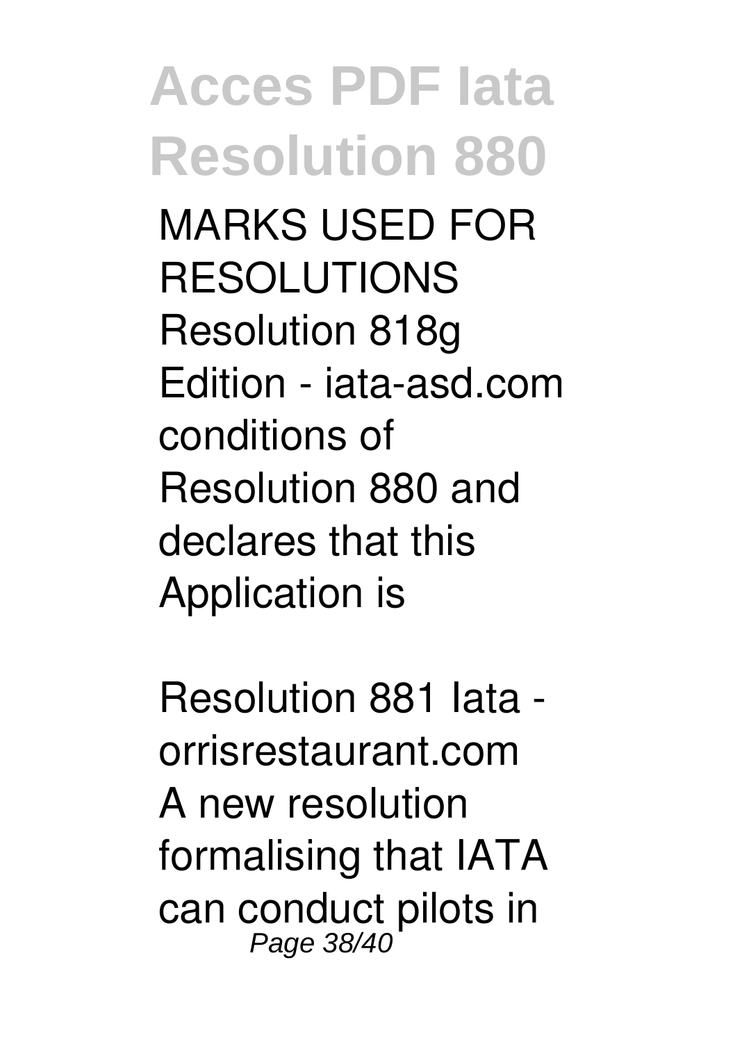MARKS USED FOR RESOLUTIONS Resolution 818g Edition - iata-asd.com conditions of Resolution 880 and declares that this Application is

*Resolution 881 Iata - orrisrestaurant.com*
A new resolution formalising that IATA can conduct pilots in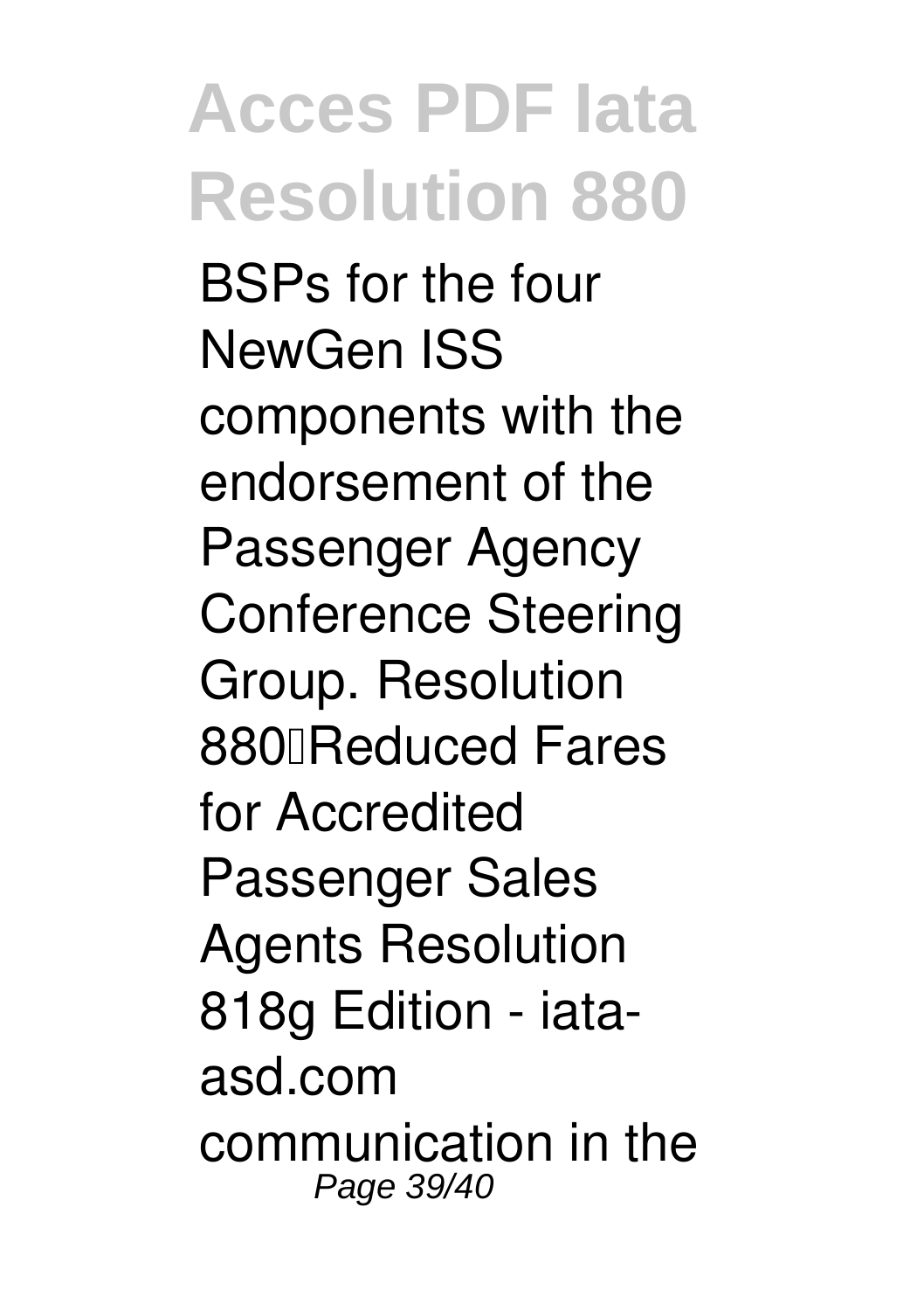BSPs for the four NewGen ISS components with the endorsement of the Passenger Agency Conference Steering Group. Resolution 880—Reduced Fares for Accredited Passenger Sales Agents Resolution 818g Edition - iata-asd.com communication in the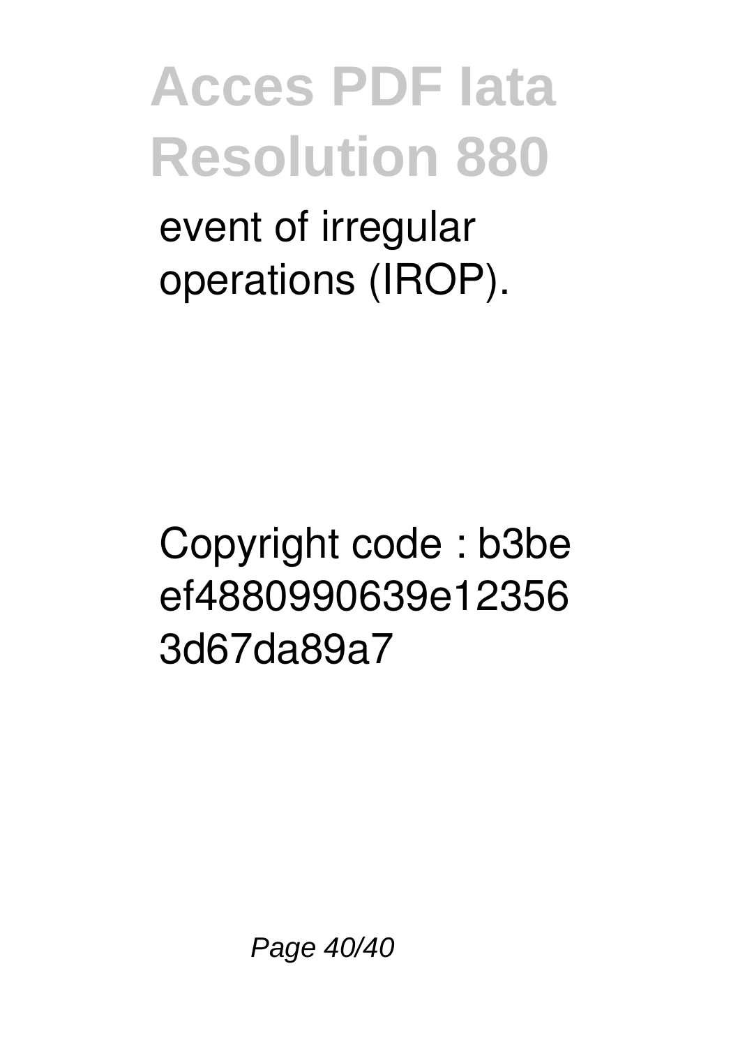event of irregular operations (IROP).

Copyright code : b3beef4880990639e123563d67da89a7